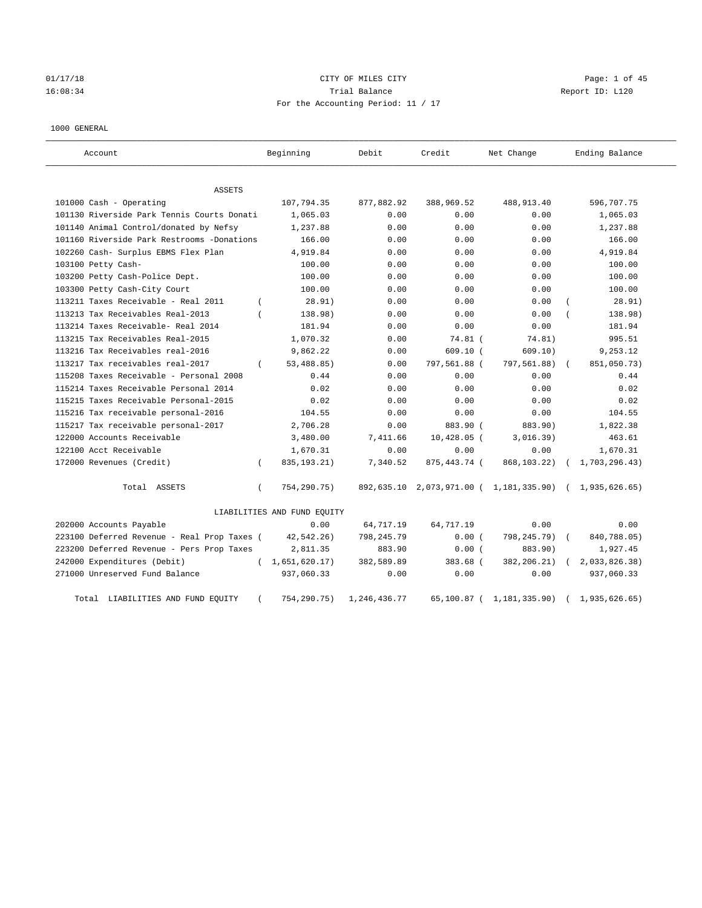CITY OF MILES CITY

Trial Balance

For the Accounting Period: 11 / 17

01/17/18 16:08:34 Report ID: L120

1000 GENERAL

| Account | Beginning | Debit | Credit | Net Change | Ending Balance |
|---|---|---|---|---|---|
| **ASSETS** | | | | | |
| 101000 Cash - Operating | 107,794.35 | 877,882.92 | 388,969.52 | 488,913.40 | 596,707.75 |
| 101130 Riverside Park Tennis Courts Donati | 1,065.03 | 0.00 | 0.00 | 0.00 | 1,065.03 |
| 101140 Animal Control/donated by Nefsy | 1,237.88 | 0.00 | 0.00 | 0.00 | 1,237.88 |
| 101160 Riverside Park Restrooms -Donations | 166.00 | 0.00 | 0.00 | 0.00 | 166.00 |
| 102260 Cash- Surplus EBMS Flex Plan | 4,919.84 | 0.00 | 0.00 | 0.00 | 4,919.84 |
| 103100 Petty Cash- | 100.00 | 0.00 | 0.00 | 0.00 | 100.00 |
| 103200 Petty Cash-Police Dept. | 100.00 | 0.00 | 0.00 | 0.00 | 100.00 |
| 103300 Petty Cash-City Court | 100.00 | 0.00 | 0.00 | 0.00 | 100.00 |
| 113211 Taxes Receivable - Real 2011 | ( 28.91) | 0.00 | 0.00 | 0.00 | ( 28.91) |
| 113213 Tax Receivables Real-2013 | ( 138.98) | 0.00 | 0.00 | 0.00 | ( 138.98) |
| 113214 Taxes Receivable- Real 2014 | 181.94 | 0.00 | 0.00 | 0.00 | 181.94 |
| 113215 Tax Receivables Real-2015 | 1,070.32 | 0.00 | 74.81 | ( 74.81) | 995.51 |
| 113216 Tax Receivables real-2016 | 9,862.22 | 0.00 | 609.10 | ( 609.10) | 9,253.12 |
| 113217 Tax receivables real-2017 | ( 53,488.85) | 0.00 | 797,561.88 | ( 797,561.88) | ( 851,050.73) |
| 115208 Taxes Receivable - Personal 2008 | 0.44 | 0.00 | 0.00 | 0.00 | 0.44 |
| 115214 Taxes Receivable Personal 2014 | 0.02 | 0.00 | 0.00 | 0.00 | 0.02 |
| 115215 Taxes Receivable Personal-2015 | 0.02 | 0.00 | 0.00 | 0.00 | 0.02 |
| 115216 Tax receivable personal-2016 | 104.55 | 0.00 | 0.00 | 0.00 | 104.55 |
| 115217 Tax receivable personal-2017 | 2,706.28 | 0.00 | 883.90 | ( 883.90) | 1,822.38 |
| 122000 Accounts Receivable | 3,480.00 | 7,411.66 | 10,428.05 | ( 3,016.39) | 463.61 |
| 122100 Acct Receivable | 1,670.31 | 0.00 | 0.00 | 0.00 | 1,670.31 |
| 172000 Revenues (Credit) | ( 835,193.21) | 7,340.52 | 875,443.74 | ( 868,103.22) | ( 1,703,296.43) |
| Total ASSETS | ( 754,290.75) | 892,635.10 | 2,073,971.00 | ( 1,181,335.90) | ( 1,935,626.65) |
| **LIABILITIES AND FUND EQUITY** | | | | | |
| 202000 Accounts Payable | 0.00 | 64,717.19 | 64,717.19 | 0.00 | 0.00 |
| 223100 Deferred Revenue - Real Prop Taxes | ( 42,542.26) | 798,245.79 | 0.00 | ( 798,245.79) | ( 840,788.05) |
| 223200 Deferred Revenue - Pers Prop Taxes | 2,811.35 | 883.90 | 0.00 | ( 883.90) | 1,927.45 |
| 242000 Expenditures (Debit) | ( 1,651,620.17) | 382,589.89 | 383.68 | ( 382,206.21) | ( 2,033,826.38) |
| 271000 Unreserved Fund Balance | 937,060.33 | 0.00 | 0.00 | 0.00 | 937,060.33 |
| Total LIABILITIES AND FUND EQUITY | ( 754,290.75) | 1,246,436.77 | 65,100.87 | ( 1,181,335.90) | ( 1,935,626.65) |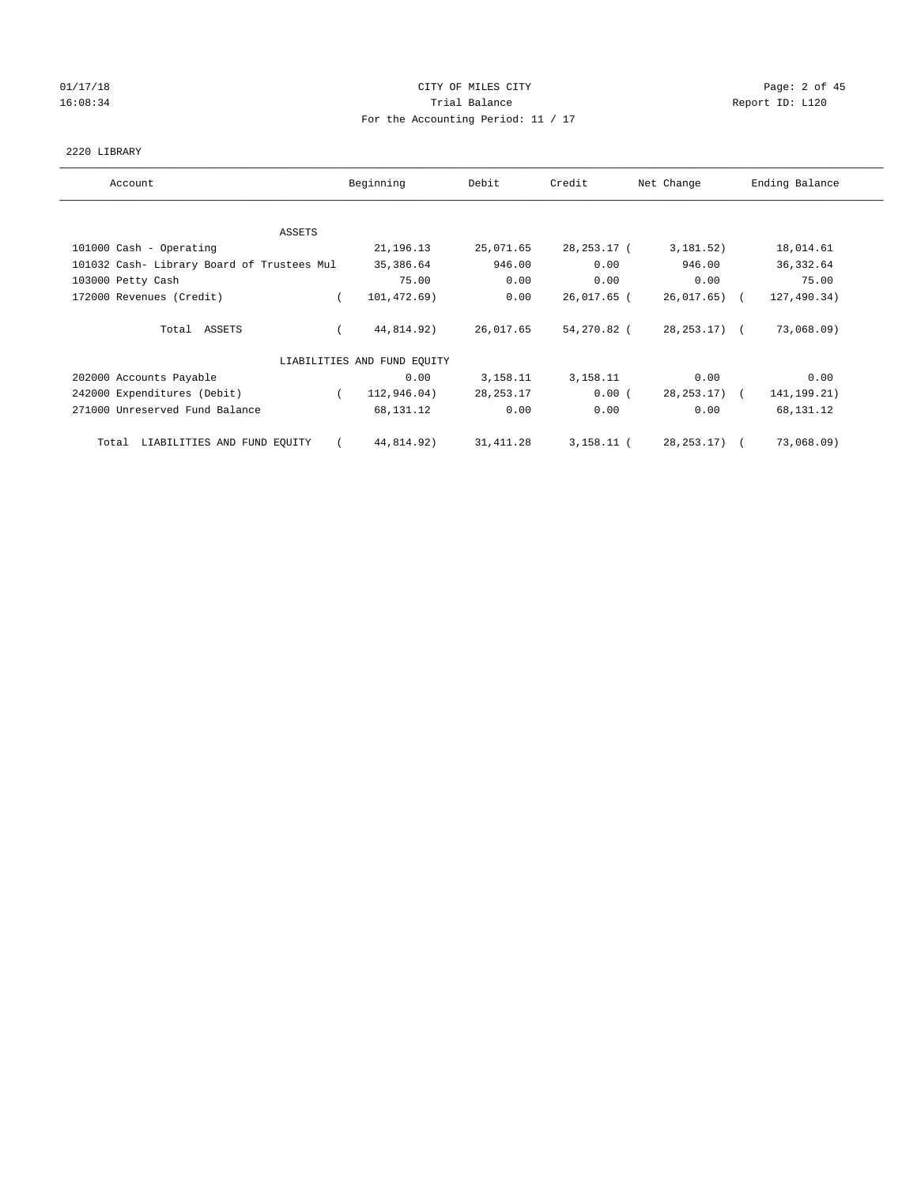CITY OF MILES CITY

Trial Balance

For the Accounting Period: 11 / 17

01/17/18 16:08:34 Report ID: L120

2220 LIBRARY

| Account | Beginning | Debit | Credit | Net Change | Ending Balance |
|---|---|---|---|---|---|
| ASSETS | | | | | |
| 101000 Cash - Operating | 21,196.13 | 25,071.65 | 28,253.17 | ( 3,181.52) | 18,014.61 |
| 101032 Cash- Library Board of Trustees Mul | 35,386.64 | 946.00 | 0.00 | 946.00 | 36,332.64 |
| 103000 Petty Cash | 75.00 | 0.00 | 0.00 | 0.00 | 75.00 |
| 172000 Revenues (Credit) | ( 101,472.69) | 0.00 | 26,017.65 | ( 26,017.65) | ( 127,490.34) |
| Total ASSETS | ( 44,814.92) | 26,017.65 | 54,270.82 | ( 28,253.17) | ( 73,068.09) |
| LIABILITIES AND FUND EQUITY | | | | | |
| 202000 Accounts Payable | 0.00 | 3,158.11 | 3,158.11 | 0.00 | 0.00 |
| 242000 Expenditures (Debit) | ( 112,946.04) | 28,253.17 | 0.00 | ( 28,253.17) | ( 141,199.21) |
| 271000 Unreserved Fund Balance | 68,131.12 | 0.00 | 0.00 | 0.00 | 68,131.12 |
| Total LIABILITIES AND FUND EQUITY | ( 44,814.92) | 31,411.28 | 3,158.11 | ( 28,253.17) | ( 73,068.09) |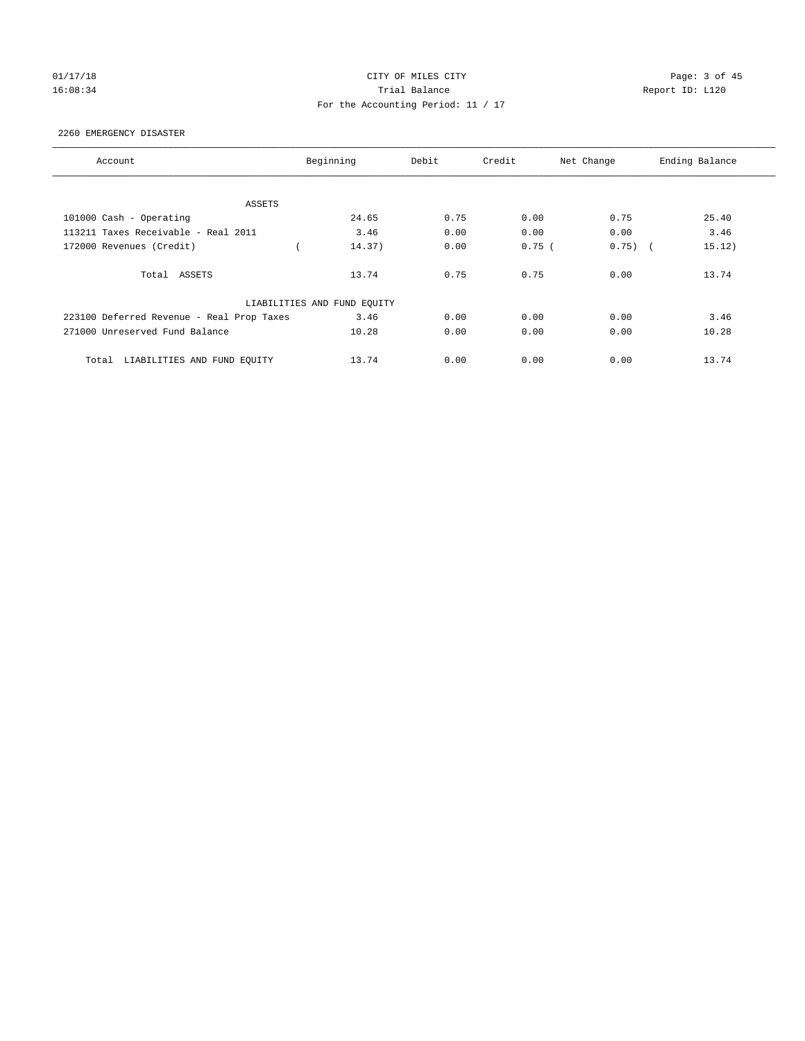CITY OF MILES CITY

Trial Balance

For the Accounting Period: 11 / 17

01/17/18 16:08:34 — Report ID: L120

2260 EMERGENCY DISASTER

| Account | Beginning | Debit | Credit | Net Change | Ending Balance |
|---|---|---|---|---|---|
| ASSETS | | | | | |
| 101000 Cash - Operating | 24.65 | 0.75 | 0.00 | 0.75 | 25.40 |
| 113211 Taxes Receivable - Real 2011 | 3.46 | 0.00 | 0.00 | 0.00 | 3.46 |
| 172000 Revenues (Credit) | ( 14.37) | 0.00 | 0.75 | ( 0.75) | ( 15.12) |
| Total ASSETS | 13.74 | 0.75 | 0.75 | 0.00 | 13.74 |
| LIABILITIES AND FUND EQUITY | | | | | |
| 223100 Deferred Revenue - Real Prop Taxes | 3.46 | 0.00 | 0.00 | 0.00 | 3.46 |
| 271000 Unreserved Fund Balance | 10.28 | 0.00 | 0.00 | 0.00 | 10.28 |
| Total LIABILITIES AND FUND EQUITY | 13.74 | 0.00 | 0.00 | 0.00 | 13.74 |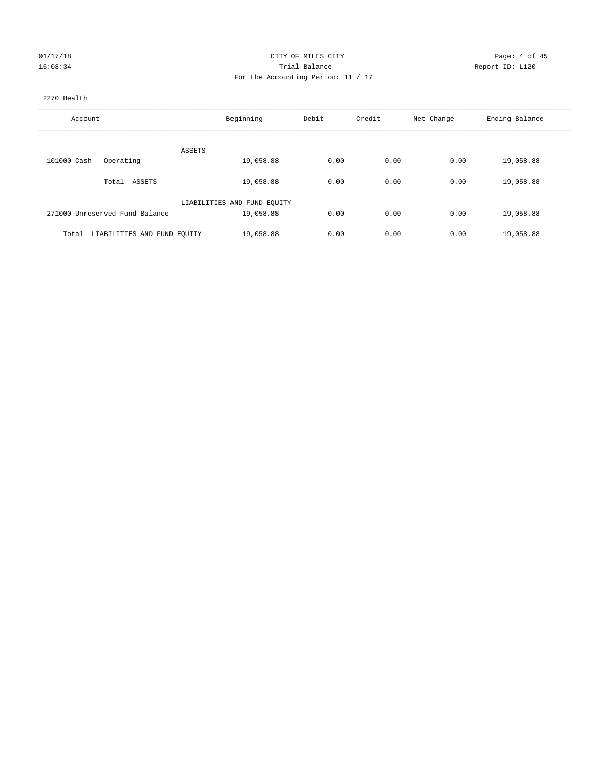01/17/18 CITY OF MILES CITY
16:08:34 Trial Balance Report ID: L120
For the Accounting Period: 11 / 17

2270 Health

| Account | Beginning | Debit | Credit | Net Change | Ending Balance |
|---|---|---|---|---|---|
| ASSETS | | | | | |
| 101000 Cash - Operating | 19,058.88 | 0.00 | 0.00 | 0.00 | 19,058.88 |
| Total ASSETS | 19,058.88 | 0.00 | 0.00 | 0.00 | 19,058.88 |
| LIABILITIES AND FUND EQUITY | | | | | |
| 271000 Unreserved Fund Balance | 19,058.88 | 0.00 | 0.00 | 0.00 | 19,058.88 |
| Total LIABILITIES AND FUND EQUITY | 19,058.88 | 0.00 | 0.00 | 0.00 | 19,058.88 |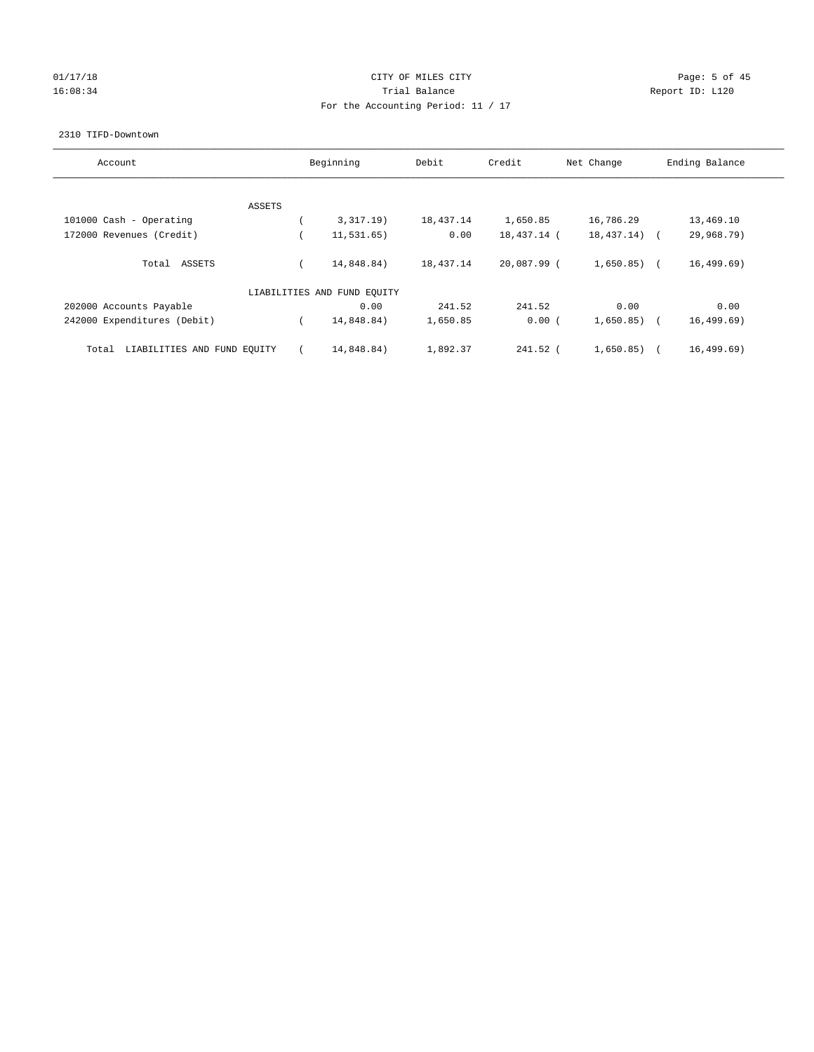01/17/18 CITY OF MILES CITY
16:08:34 Trial Balance Report ID: L120
For the Accounting Period: 11 / 17

2310 TIFD-Downtown

| Account | Beginning | Debit | Credit | Net Change | Ending Balance |
|---|---|---|---|---|---|
| ASSETS | | | | | |
| 101000 Cash - Operating | ( 3,317.19) | 18,437.14 | 1,650.85 | 16,786.29 | 13,469.10 |
| 172000 Revenues (Credit) | ( 11,531.65) | 0.00 | 18,437.14 | ( 18,437.14) | ( 29,968.79) |
| Total ASSETS | ( 14,848.84) | 18,437.14 | 20,087.99 | ( 1,650.85) | ( 16,499.69) |
| LIABILITIES AND FUND EQUITY | | | | | |
| 202000 Accounts Payable | 0.00 | 241.52 | 241.52 | 0.00 | 0.00 |
| 242000 Expenditures (Debit) | ( 14,848.84) | 1,650.85 | 0.00 | ( 1,650.85) | ( 16,499.69) |
| Total LIABILITIES AND FUND EQUITY | ( 14,848.84) | 1,892.37 | 241.52 | ( 1,650.85) | ( 16,499.69) |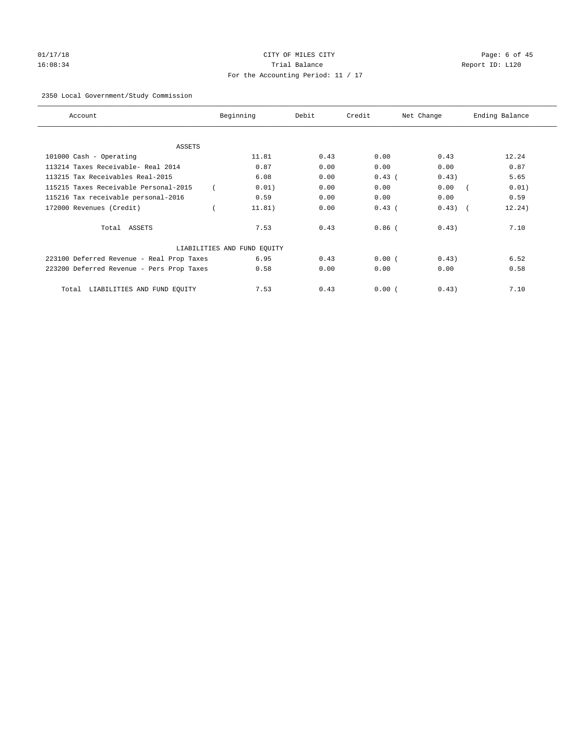CITY OF MILES CITY
Trial Balance
For the Accounting Period: 11 / 17

01/17/18
16:08:34

Report ID: L120

2350 Local Government/Study Commission

| Account | Beginning | Debit | Credit | Net Change | Ending Balance |
|---|---|---|---|---|---|
| ASSETS | | | | | |
| 101000 Cash - Operating | 11.81 | 0.43 | 0.00 | 0.43 | 12.24 |
| 113214 Taxes Receivable- Real 2014 | 0.87 | 0.00 | 0.00 | 0.00 | 0.87 |
| 113215 Tax Receivables Real-2015 | 6.08 | 0.00 | 0.43 | ( 0.43) | 5.65 |
| 115215 Taxes Receivable Personal-2015 | ( 0.01) | 0.00 | 0.00 | 0.00 | ( 0.01) |
| 115216 Tax receivable personal-2016 | 0.59 | 0.00 | 0.00 | 0.00 | 0.59 |
| 172000 Revenues (Credit) | ( 11.81) | 0.00 | 0.43 | ( 0.43) | ( 12.24) |
| Total ASSETS | 7.53 | 0.43 | 0.86 | ( 0.43) | 7.10 |
| LIABILITIES AND FUND EQUITY | | | | | |
| 223100 Deferred Revenue - Real Prop Taxes | 6.95 | 0.43 | 0.00 | ( 0.43) | 6.52 |
| 223200 Deferred Revenue - Pers Prop Taxes | 0.58 | 0.00 | 0.00 | 0.00 | 0.58 |
| Total LIABILITIES AND FUND EQUITY | 7.53 | 0.43 | 0.00 | ( 0.43) | 7.10 |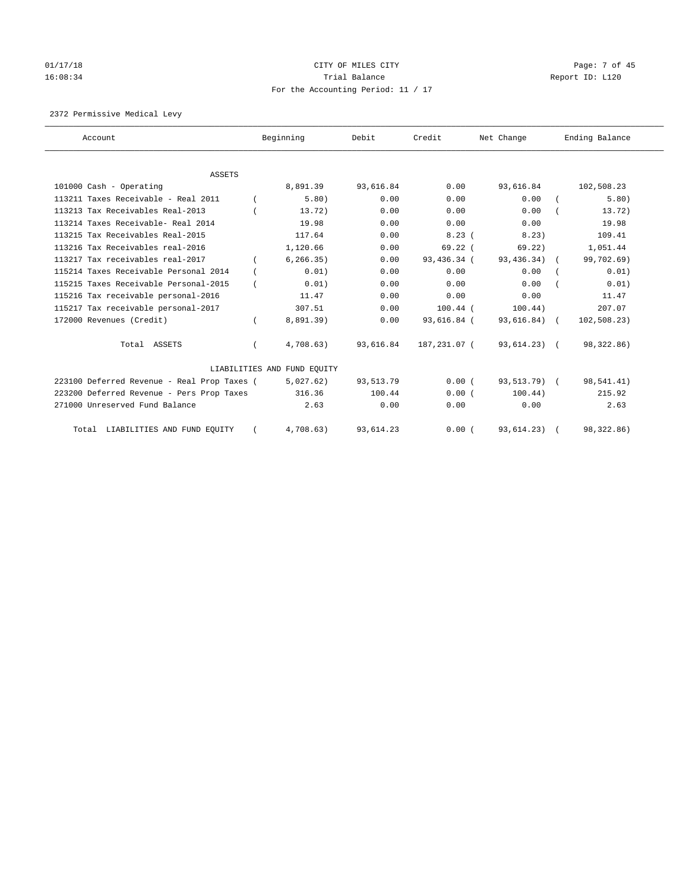01/17/18 CITY OF MILES CITY
16:08:34 Trial Balance Report ID: L120
For the Accounting Period: 11 / 17

2372 Permissive Medical Levy

| Account | Beginning | Debit | Credit | Net Change | Ending Balance |
|---|---|---|---|---|---|
| **ASSETS** | | | | | |
| 101000 Cash - Operating | 8,891.39 | 93,616.84 | 0.00 | 93,616.84 | 102,508.23 |
| 113211 Taxes Receivable - Real 2011 | ( 5.80) | 0.00 | 0.00 | 0.00 | ( 5.80) |
| 113213 Tax Receivables Real-2013 | ( 13.72) | 0.00 | 0.00 | 0.00 | ( 13.72) |
| 113214 Taxes Receivable- Real 2014 | 19.98 | 0.00 | 0.00 | 0.00 | 19.98 |
| 113215 Tax Receivables Real-2015 | 117.64 | 0.00 | 8.23 | ( 8.23) | 109.41 |
| 113216 Tax Receivables real-2016 | 1,120.66 | 0.00 | 69.22 | ( 69.22) | 1,051.44 |
| 113217 Tax receivables real-2017 | ( 6,266.35) | 0.00 | 93,436.34 | ( 93,436.34) | ( 99,702.69) |
| 115214 Taxes Receivable Personal 2014 | ( 0.01) | 0.00 | 0.00 | 0.00 | ( 0.01) |
| 115215 Taxes Receivable Personal-2015 | ( 0.01) | 0.00 | 0.00 | 0.00 | ( 0.01) |
| 115216 Tax receivable personal-2016 | 11.47 | 0.00 | 0.00 | 0.00 | 11.47 |
| 115217 Tax receivable personal-2017 | 307.51 | 0.00 | 100.44 | ( 100.44) | 207.07 |
| 172000 Revenues (Credit) | ( 8,891.39) | 0.00 | 93,616.84 | ( 93,616.84) | ( 102,508.23) |
| Total ASSETS | ( 4,708.63) | 93,616.84 | 187,231.07 | ( 93,614.23) | ( 98,322.86) |
| **LIABILITIES AND FUND EQUITY** | | | | | |
| 223100 Deferred Revenue - Real Prop Taxes | ( 5,027.62) | 93,513.79 | 0.00 | ( 93,513.79) | ( 98,541.41) |
| 223200 Deferred Revenue - Pers Prop Taxes | 316.36 | 100.44 | 0.00 | ( 100.44) | 215.92 |
| 271000 Unreserved Fund Balance | 2.63 | 0.00 | 0.00 | 0.00 | 2.63 |
| Total LIABILITIES AND FUND EQUITY | ( 4,708.63) | 93,614.23 | 0.00 | ( 93,614.23) | ( 98,322.86) |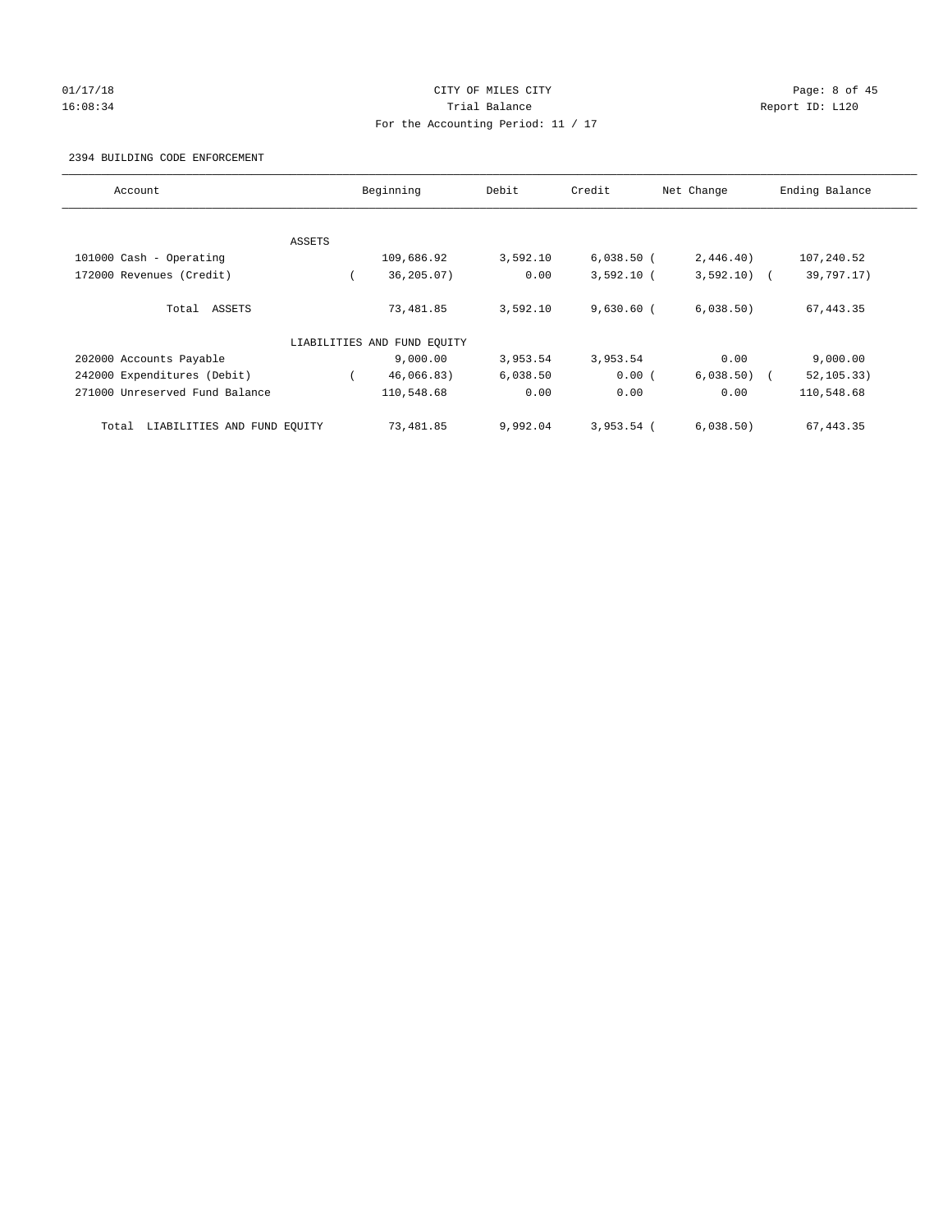CITY OF MILES CITY

Trial Balance

For the Accounting Period: 11 / 17

2394 BUILDING CODE ENFORCEMENT

| Account | Beginning | Debit | Credit | Net Change | Ending Balance |
|---|---|---|---|---|---|
| ASSETS | | | | | |
| 101000 Cash - Operating | 109,686.92 | 3,592.10 | 6,038.50 | ( 2,446.40) | 107,240.52 |
| 172000 Revenues (Credit) | ( 36,205.07) | 0.00 | 3,592.10 | ( 3,592.10) | ( 39,797.17) |
| Total ASSETS | 73,481.85 | 3,592.10 | 9,630.60 | ( 6,038.50) | 67,443.35 |
| LIABILITIES AND FUND EQUITY | | | | | |
| 202000 Accounts Payable | 9,000.00 | 3,953.54 | 3,953.54 | 0.00 | 9,000.00 |
| 242000 Expenditures (Debit) | ( 46,066.83) | 6,038.50 | 0.00 | ( 6,038.50) | ( 52,105.33) |
| 271000 Unreserved Fund Balance | 110,548.68 | 0.00 | 0.00 | 0.00 | 110,548.68 |
| Total LIABILITIES AND FUND EQUITY | 73,481.85 | 9,992.04 | 3,953.54 | ( 6,038.50) | 67,443.35 |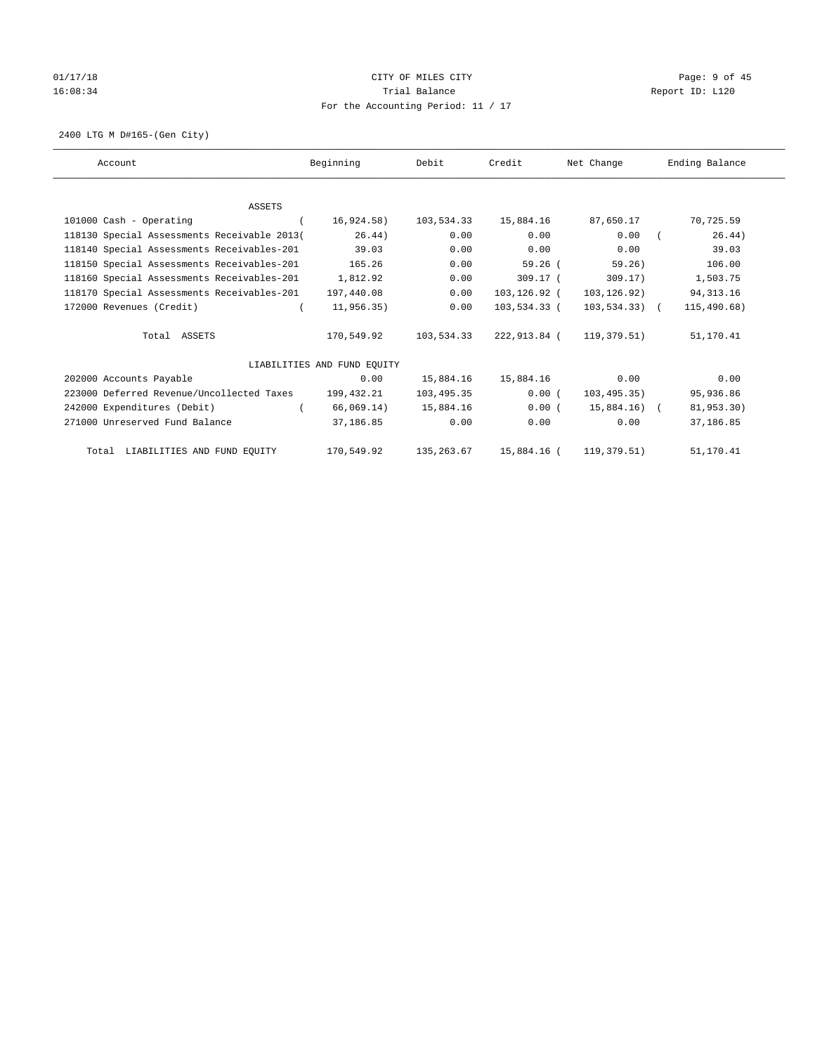01/17/18 CITY OF MILES CITY
16:08:34 Trial Balance Report ID: L120
For the Accounting Period: 11 / 17

2400 LTG M D#165-(Gen City)

| Account | Beginning | Debit | Credit | Net Change | Ending Balance |
|---|---|---|---|---|---|
| ASSETS | | | | | |
| 101000 Cash - Operating | ( 16,924.58) | 103,534.33 | 15,884.16 | 87,650.17 | 70,725.59 |
| 118130 Special Assessments Receivable 2013( | 26.44) | 0.00 | 0.00 | 0.00 | ( 26.44) |
| 118140 Special Assessments Receivables-201 | 39.03 | 0.00 | 0.00 | 0.00 | 39.03 |
| 118150 Special Assessments Receivables-201 | 165.26 | 0.00 | 59.26 | ( 59.26) | 106.00 |
| 118160 Special Assessments Receivables-201 | 1,812.92 | 0.00 | 309.17 | ( 309.17) | 1,503.75 |
| 118170 Special Assessments Receivables-201 | 197,440.08 | 0.00 | 103,126.92 | ( 103,126.92) | 94,313.16 |
| 172000 Revenues (Credit) | ( 11,956.35) | 0.00 | 103,534.33 | ( 103,534.33) | ( 115,490.68) |
| Total ASSETS | 170,549.92 | 103,534.33 | 222,913.84 | ( 119,379.51) | 51,170.41 |
| LIABILITIES AND FUND EQUITY | | | | | |
| 202000 Accounts Payable | 0.00 | 15,884.16 | 15,884.16 | 0.00 | 0.00 |
| 223000 Deferred Revenue/Uncollected Taxes | 199,432.21 | 103,495.35 | 0.00 | ( 103,495.35) | 95,936.86 |
| 242000 Expenditures (Debit) | ( 66,069.14) | 15,884.16 | 0.00 | ( 15,884.16) | ( 81,953.30) |
| 271000 Unreserved Fund Balance | 37,186.85 | 0.00 | 0.00 | 0.00 | 37,186.85 |
| Total LIABILITIES AND FUND EQUITY | 170,549.92 | 135,263.67 | 15,884.16 | ( 119,379.51) | 51,170.41 |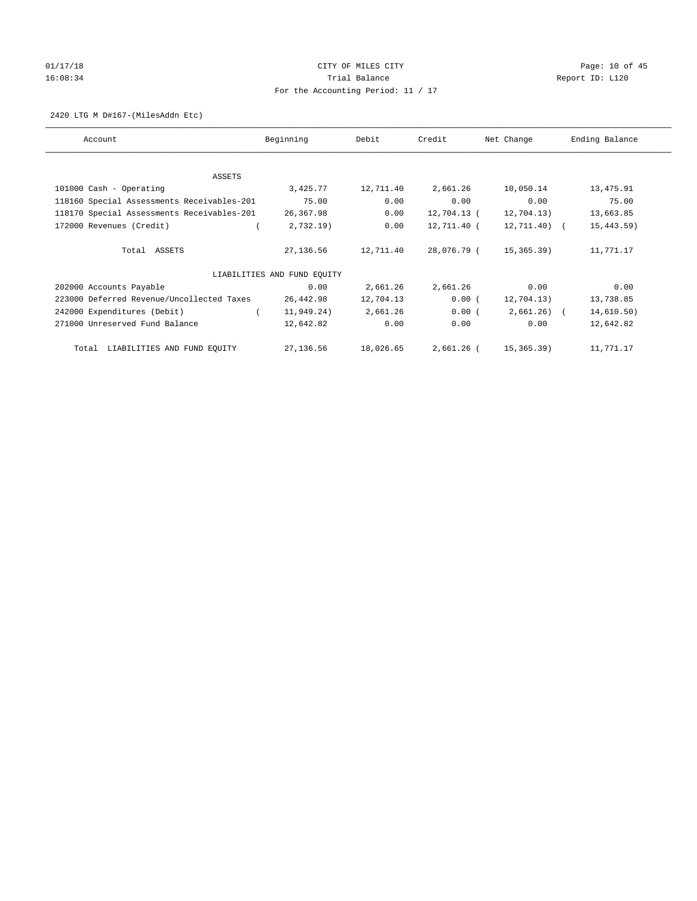CITY OF MILES CITY

Trial Balance

For the Accounting Period: 11 / 17

2420 LTG M D#167-(MilesAddn Etc)

| Account | Beginning | Debit | Credit | Net Change | Ending Balance |
|---|---|---|---|---|---|
| ASSETS | | | | | |
| 101000 Cash - Operating | 3,425.77 | 12,711.40 | 2,661.26 | 10,050.14 | 13,475.91 |
| 118160 Special Assessments Receivables-201 | 75.00 | 0.00 | 0.00 | 0.00 | 75.00 |
| 118170 Special Assessments Receivables-201 | 26,367.98 | 0.00 | 12,704.13 | (12,704.13) | 13,663.85 |
| 172000 Revenues (Credit) | (2,732.19) | 0.00 | 12,711.40 | (12,711.40) | (15,443.59) |
| Total ASSETS | 27,136.56 | 12,711.40 | 28,076.79 | (15,365.39) | 11,771.17 |
| LIABILITIES AND FUND EQUITY | | | | | |
| 202000 Accounts Payable | 0.00 | 2,661.26 | 2,661.26 | 0.00 | 0.00 |
| 223000 Deferred Revenue/Uncollected Taxes | 26,442.98 | 12,704.13 | 0.00 | (12,704.13) | 13,738.85 |
| 242000 Expenditures (Debit) | (11,949.24) | 2,661.26 | 0.00 | (2,661.26) | (14,610.50) |
| 271000 Unreserved Fund Balance | 12,642.82 | 0.00 | 0.00 | 0.00 | 12,642.82 |
| Total LIABILITIES AND FUND EQUITY | 27,136.56 | 18,026.65 | 2,661.26 | (15,365.39) | 11,771.17 |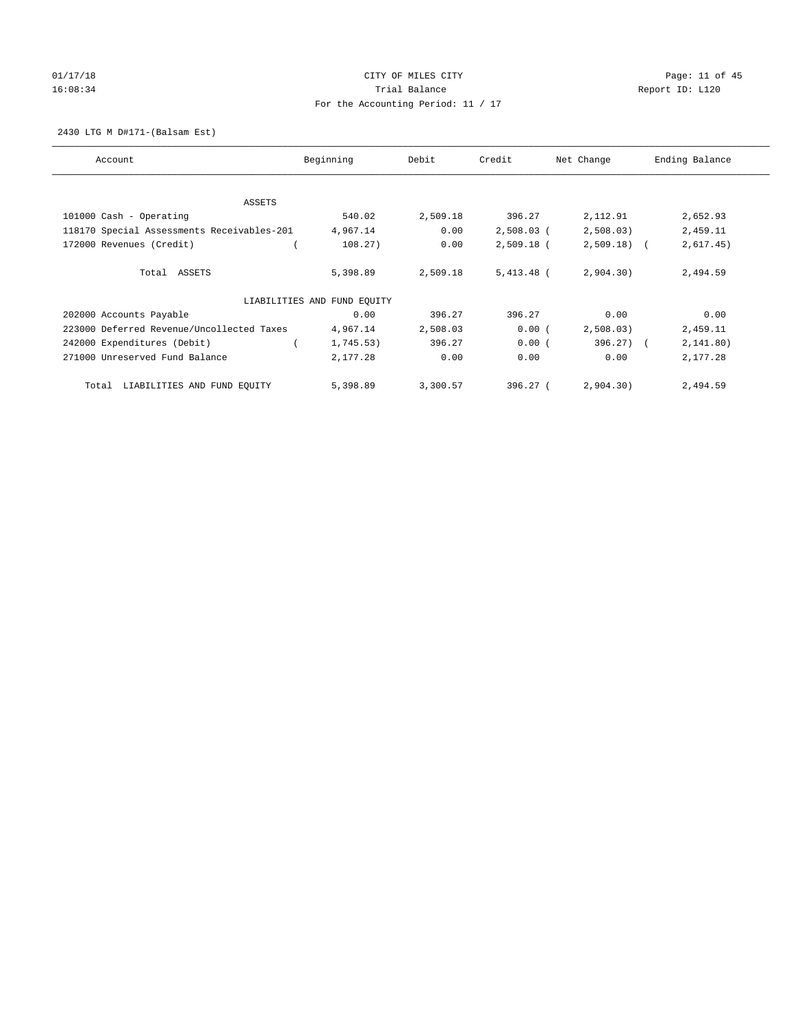CITY OF MILES CITY

Trial Balance

For the Accounting Period: 11 / 17

2430 LTG M D#171-(Balsam Est)

| Account | Beginning | Debit | Credit | Net Change | Ending Balance |
|---|---|---|---|---|---|
| ASSETS | | | | | |
| 101000 Cash - Operating | 540.02 | 2,509.18 | 396.27 | 2,112.91 | 2,652.93 |
| 118170 Special Assessments Receivables-201 | 4,967.14 | 0.00 | 2,508.03 | (2,508.03) | 2,459.11 |
| 172000 Revenues (Credit) | (108.27) | 0.00 | 2,509.18 | (2,509.18) | (2,617.45) |
| Total ASSETS | 5,398.89 | 2,509.18 | 5,413.48 | (2,904.30) | 2,494.59 |
| LIABILITIES AND FUND EQUITY | | | | | |
| 202000 Accounts Payable | 0.00 | 396.27 | 396.27 | 0.00 | 0.00 |
| 223000 Deferred Revenue/Uncollected Taxes | 4,967.14 | 2,508.03 | 0.00 | (2,508.03) | 2,459.11 |
| 242000 Expenditures (Debit) | (1,745.53) | 396.27 | 0.00 | (396.27) | (2,141.80) |
| 271000 Unreserved Fund Balance | 2,177.28 | 0.00 | 0.00 | 0.00 | 2,177.28 |
| Total LIABILITIES AND FUND EQUITY | 5,398.89 | 3,300.57 | 396.27 | (2,904.30) | 2,494.59 |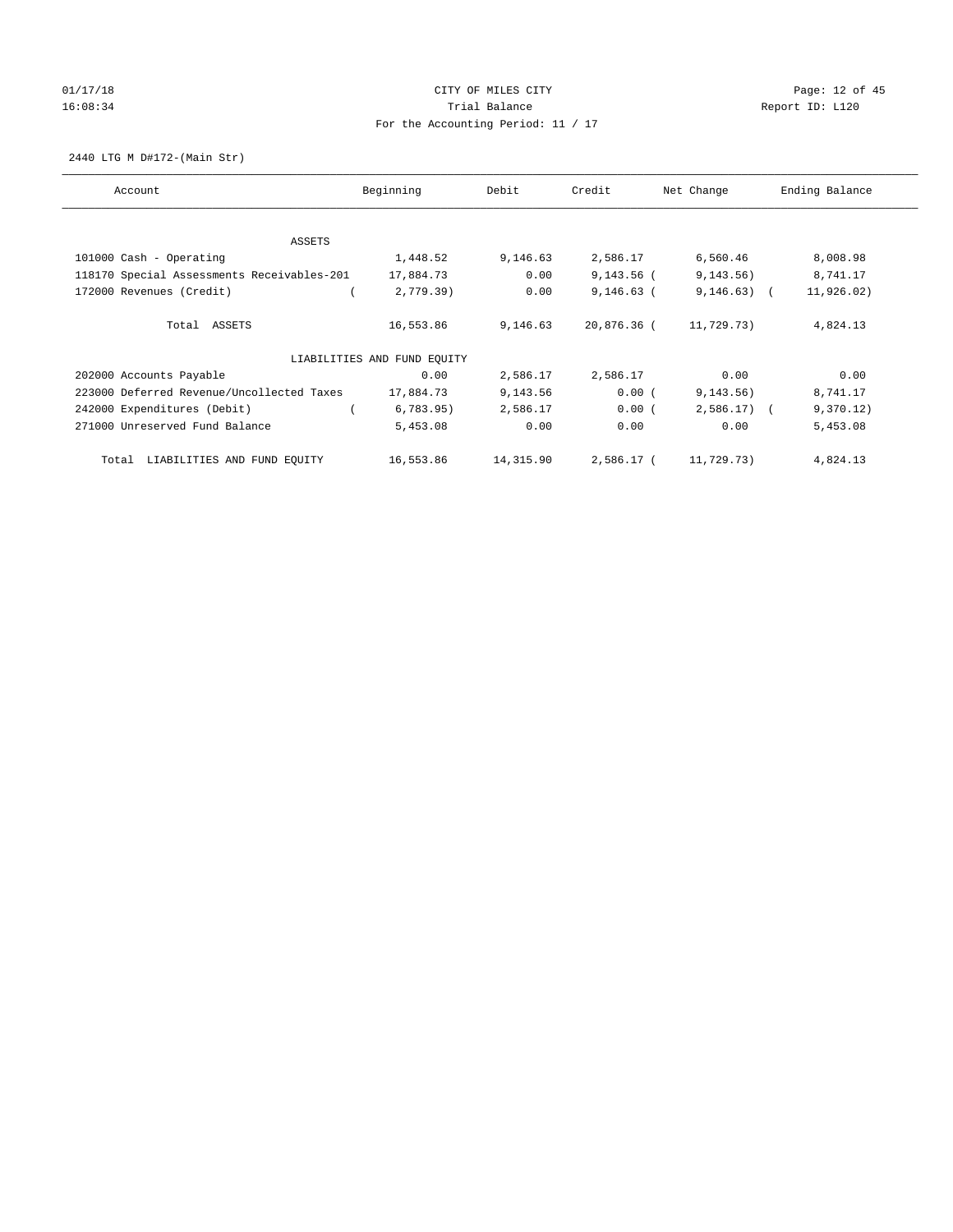CITY OF MILES CITY
Trial Balance
For the Accounting Period: 11 / 17

01/17/18
16:08:34

Report ID: L120

2440 LTG M D#172-(Main Str)

| Account | Beginning | Debit | Credit | Net Change | Ending Balance |
|---|---|---|---|---|---|
| ASSETS | | | | | |
| 101000 Cash - Operating | 1,448.52 | 9,146.63 | 2,586.17 | 6,560.46 | 8,008.98 |
| 118170 Special Assessments Receivables-201 | 17,884.73 | 0.00 | 9,143.56 | (9,143.56) | 8,741.17 |
| 172000 Revenues (Credit) | (2,779.39) | 0.00 | 9,146.63 | (9,146.63) | (11,926.02) |
| Total ASSETS | 16,553.86 | 9,146.63 | 20,876.36 | (11,729.73) | 4,824.13 |
| LIABILITIES AND FUND EQUITY | | | | | |
| 202000 Accounts Payable | 0.00 | 2,586.17 | 2,586.17 | 0.00 | 0.00 |
| 223000 Deferred Revenue/Uncollected Taxes | 17,884.73 | 9,143.56 | 0.00 | (9,143.56) | 8,741.17 |
| 242000 Expenditures (Debit) | (6,783.95) | 2,586.17 | 0.00 | (2,586.17) | (9,370.12) |
| 271000 Unreserved Fund Balance | 5,453.08 | 0.00 | 0.00 | 0.00 | 5,453.08 |
| Total LIABILITIES AND FUND EQUITY | 16,553.86 | 14,315.90 | 2,586.17 | (11,729.73) | 4,824.13 |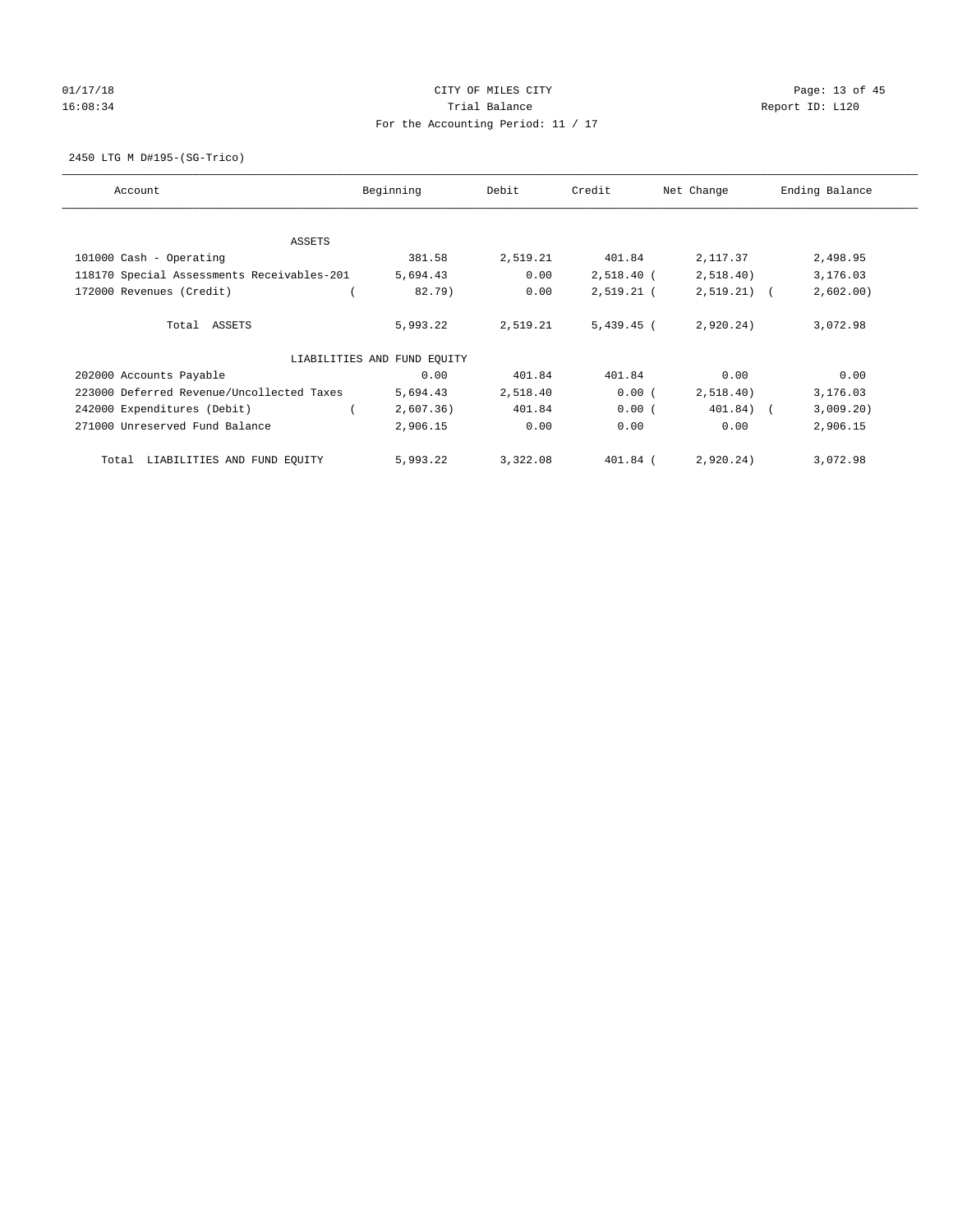CITY OF MILES CITY
Trial Balance
For the Accounting Period: 11 / 17

01/17/18
16:08:34

Report ID: L120

2450 LTG M D#195-(SG-Trico)

| Account | Beginning | Debit | Credit | Net Change | Ending Balance |
|---|---|---|---|---|---|
| ASSETS | | | | | |
| 101000 Cash - Operating | 381.58 | 2,519.21 | 401.84 | 2,117.37 | 2,498.95 |
| 118170 Special Assessments Receivables-201 | 5,694.43 | 0.00 | 2,518.40 | (2,518.40) | 3,176.03 |
| 172000 Revenues (Credit) | (82.79) | 0.00 | 2,519.21 | (2,519.21) | (2,602.00) |
| Total ASSETS | 5,993.22 | 2,519.21 | 5,439.45 | (2,920.24) | 3,072.98 |
| LIABILITIES AND FUND EQUITY | | | | | |
| 202000 Accounts Payable | 0.00 | 401.84 | 401.84 | 0.00 | 0.00 |
| 223000 Deferred Revenue/Uncollected Taxes | 5,694.43 | 2,518.40 | 0.00 | (2,518.40) | 3,176.03 |
| 242000 Expenditures (Debit) | (2,607.36) | 401.84 | 0.00 | (401.84) | (3,009.20) |
| 271000 Unreserved Fund Balance | 2,906.15 | 0.00 | 0.00 | 0.00 | 2,906.15 |
| Total LIABILITIES AND FUND EQUITY | 5,993.22 | 3,322.08 | 401.84 | (2,920.24) | 3,072.98 |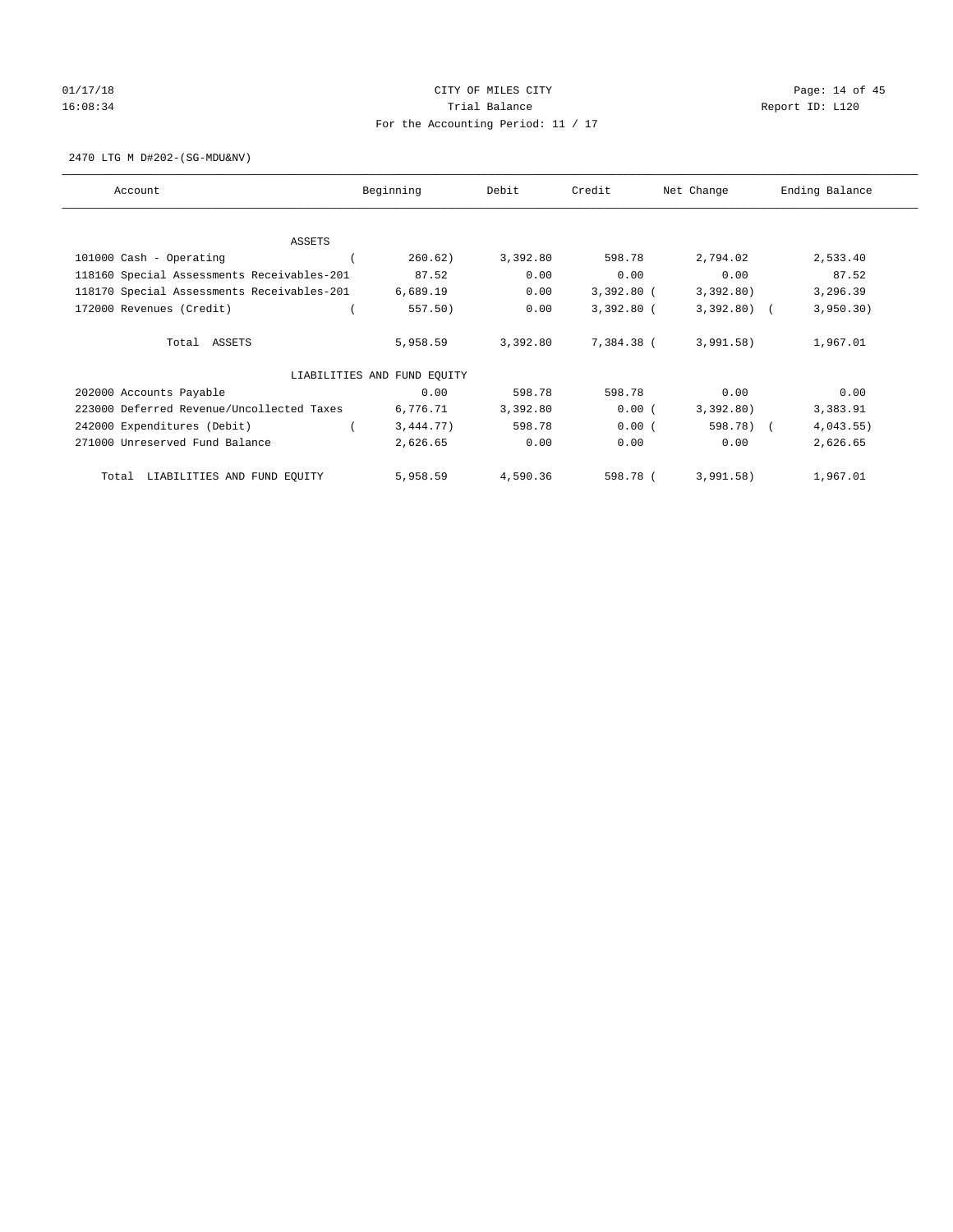CITY OF MILES CITY
Trial Balance
For the Accounting Period: 11 / 17

01/17/18
16:08:34

Report ID: L120

2470 LTG M D#202-(SG-MDU&NV)

| Account | Beginning | Debit | Credit | Net Change | Ending Balance |
|---|---|---|---|---|---|
| ASSETS | | | | | |
| 101000 Cash - Operating | ( 260.62) | 3,392.80 | 598.78 | 2,794.02 | 2,533.40 |
| 118160 Special Assessments Receivables-201 | 87.52 | 0.00 | 0.00 | 0.00 | 87.52 |
| 118170 Special Assessments Receivables-201 | 6,689.19 | 0.00 | 3,392.80 | ( 3,392.80) | 3,296.39 |
| 172000 Revenues (Credit) | ( 557.50) | 0.00 | 3,392.80 | ( 3,392.80) | ( 3,950.30) |
| Total ASSETS | 5,958.59 | 3,392.80 | 7,384.38 | ( 3,991.58) | 1,967.01 |
| LIABILITIES AND FUND EQUITY | | | | | |
| 202000 Accounts Payable | 0.00 | 598.78 | 598.78 | 0.00 | 0.00 |
| 223000 Deferred Revenue/Uncollected Taxes | 6,776.71 | 3,392.80 | 0.00 | ( 3,392.80) | 3,383.91 |
| 242000 Expenditures (Debit) | ( 3,444.77) | 598.78 | 0.00 | ( 598.78) | ( 4,043.55) |
| 271000 Unreserved Fund Balance | 2,626.65 | 0.00 | 0.00 | 0.00 | 2,626.65 |
| Total LIABILITIES AND FUND EQUITY | 5,958.59 | 4,590.36 | 598.78 | ( 3,991.58) | 1,967.01 |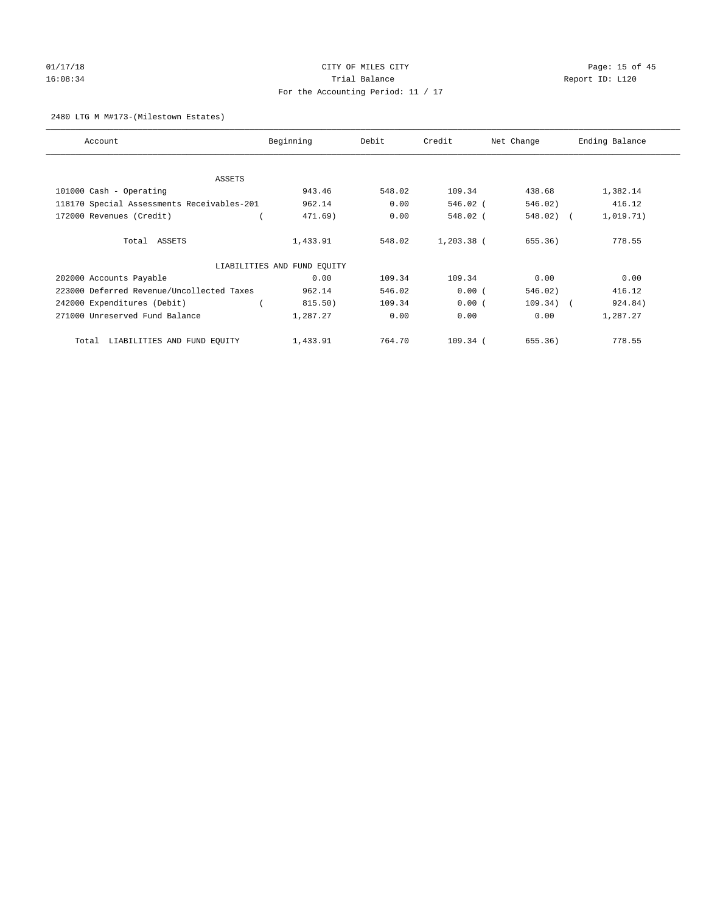CITY OF MILES CITY
Trial Balance
For the Accounting Period: 11 / 17

01/17/18
16:08:34

Report ID: L120

2480 LTG M M#173-(Milestown Estates)

| Account | Beginning | Debit | Credit | Net Change | Ending Balance |
|---|---|---|---|---|---|
| ASSETS | | | | | |
| 101000 Cash - Operating | 943.46 | 548.02 | 109.34 | 438.68 | 1,382.14 |
| 118170 Special Assessments Receivables-201 | 962.14 | 0.00 | 546.02 | ( 546.02) | 416.12 |
| 172000 Revenues (Credit) | ( 471.69) | 0.00 | 548.02 | ( 548.02) | ( 1,019.71) |
| Total ASSETS | 1,433.91 | 548.02 | 1,203.38 | ( 655.36) | 778.55 |
| LIABILITIES AND FUND EQUITY | | | | | |
| 202000 Accounts Payable | 0.00 | 109.34 | 109.34 | 0.00 | 0.00 |
| 223000 Deferred Revenue/Uncollected Taxes | 962.14 | 546.02 | 0.00 | ( 546.02) | 416.12 |
| 242000 Expenditures (Debit) | ( 815.50) | 109.34 | 0.00 | ( 109.34) | ( 924.84) |
| 271000 Unreserved Fund Balance | 1,287.27 | 0.00 | 0.00 | 0.00 | 1,287.27 |
| Total LIABILITIES AND FUND EQUITY | 1,433.91 | 764.70 | 109.34 | ( 655.36) | 778.55 |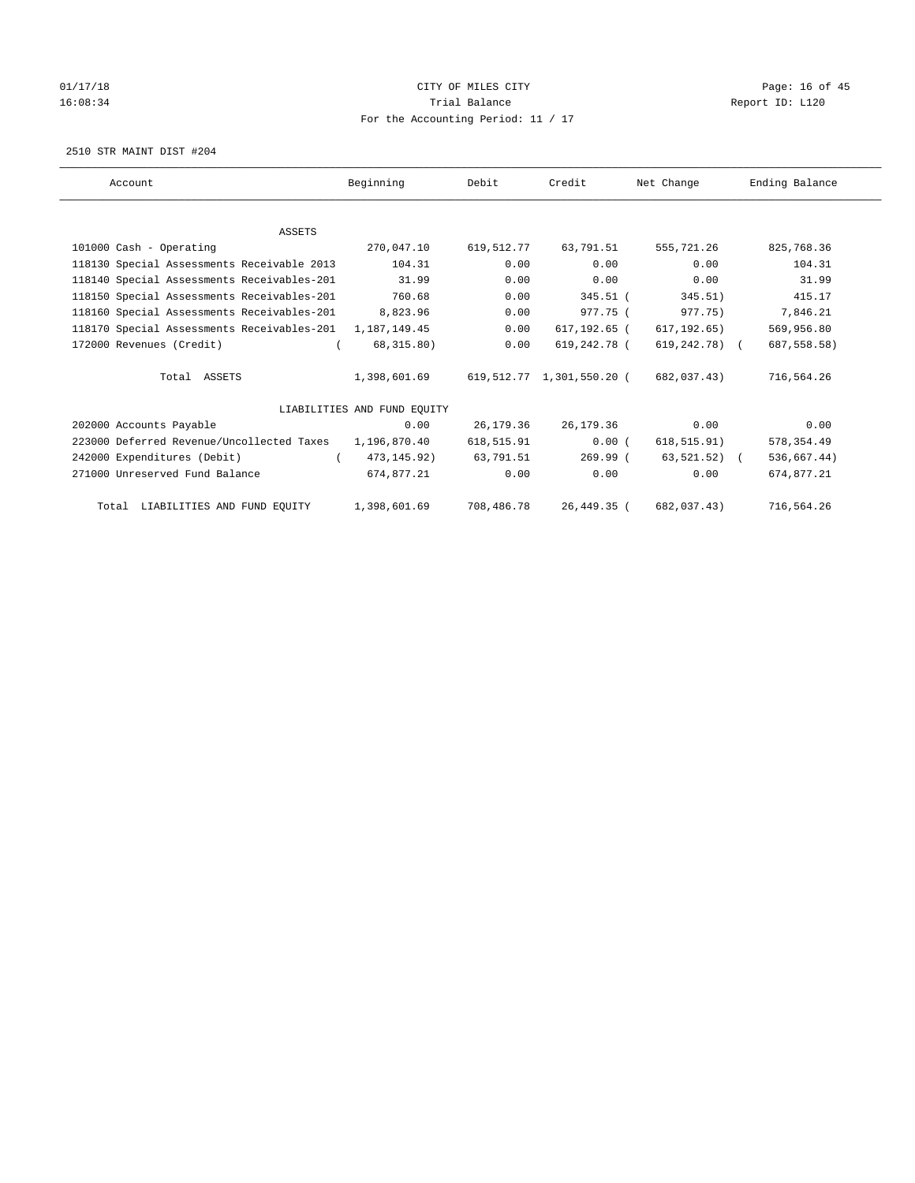CITY OF MILES CITY

Trial Balance

For the Accounting Period: 11 / 17

2510 STR MAINT DIST #204

| Account | Beginning | Debit | Credit | Net Change | Ending Balance |
|---|---|---|---|---|---|
| ASSETS | | | | | |
| 101000 Cash - Operating | 270,047.10 | 619,512.77 | 63,791.51 | 555,721.26 | 825,768.36 |
| 118130 Special Assessments Receivable 2013 | 104.31 | 0.00 | 0.00 | 0.00 | 104.31 |
| 118140 Special Assessments Receivables-201 | 31.99 | 0.00 | 0.00 | 0.00 | 31.99 |
| 118150 Special Assessments Receivables-201 | 760.68 | 0.00 | 345.51 | ( 345.51) | 415.17 |
| 118160 Special Assessments Receivables-201 | 8,823.96 | 0.00 | 977.75 | ( 977.75) | 7,846.21 |
| 118170 Special Assessments Receivables-201 | 1,187,149.45 | 0.00 | 617,192.65 | ( 617,192.65) | 569,956.80 |
| 172000 Revenues (Credit) | ( 68,315.80) | 0.00 | 619,242.78 | ( 619,242.78) | ( 687,558.58) |
| Total ASSETS | 1,398,601.69 | 619,512.77 | 1,301,550.20 | ( 682,037.43) | 716,564.26 |
| LIABILITIES AND FUND EQUITY | | | | | |
| 202000 Accounts Payable | 0.00 | 26,179.36 | 26,179.36 | 0.00 | 0.00 |
| 223000 Deferred Revenue/Uncollected Taxes | 1,196,870.40 | 618,515.91 | 0.00 | ( 618,515.91) | 578,354.49 |
| 242000 Expenditures (Debit) | ( 473,145.92) | 63,791.51 | 269.99 | ( 63,521.52) | ( 536,667.44) |
| 271000 Unreserved Fund Balance | 674,877.21 | 0.00 | 0.00 | 0.00 | 674,877.21 |
| Total LIABILITIES AND FUND EQUITY | 1,398,601.69 | 708,486.78 | 26,449.35 | ( 682,037.43) | 716,564.26 |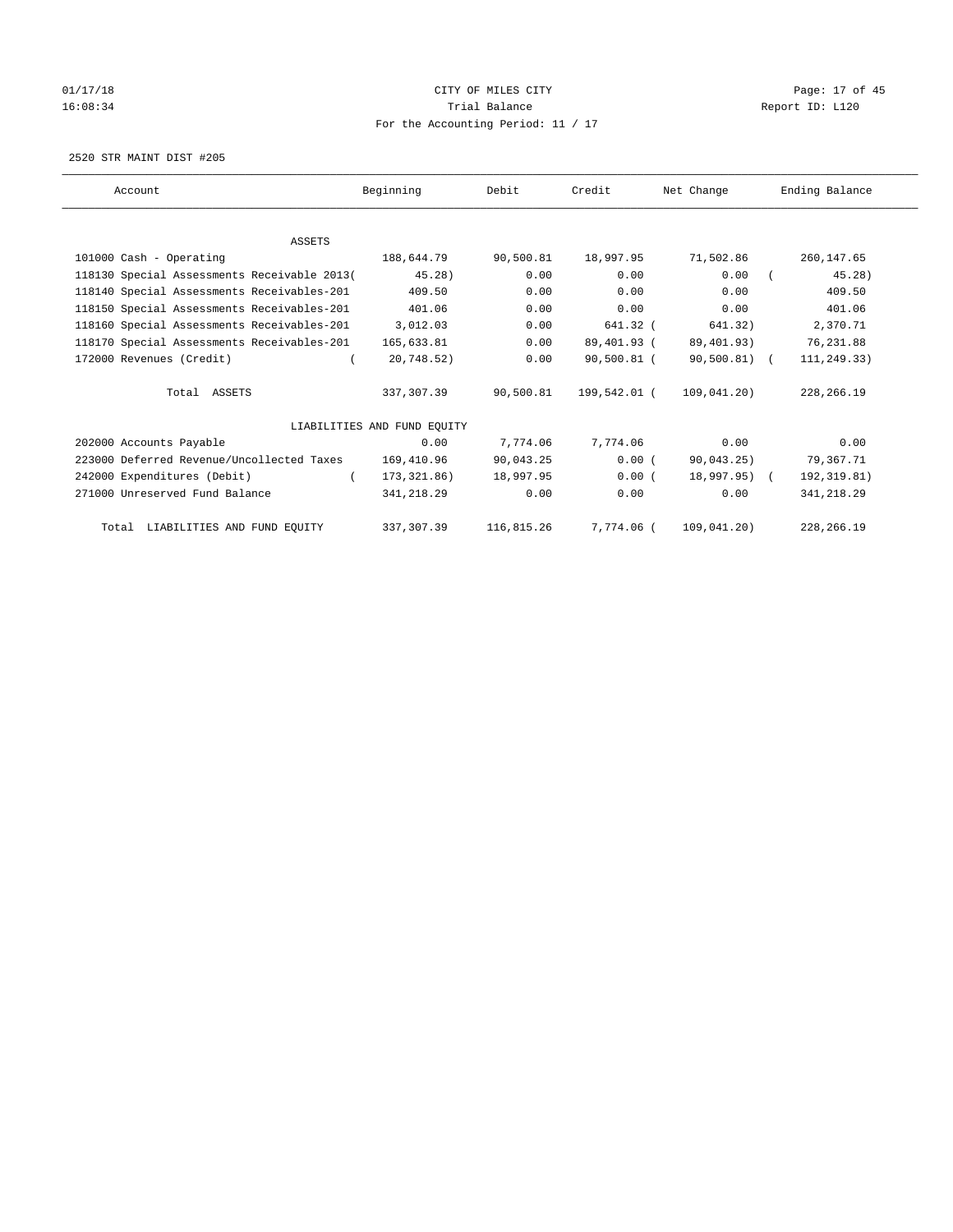CITY OF MILES CITY
Trial Balance
For the Accounting Period: 11 / 17

01/17/18
16:08:34

Report ID: L120

2520 STR MAINT DIST #205

| Account | Beginning | Debit | Credit | Net Change | Ending Balance |
|---|---|---|---|---|---|
| ASSETS | | | | | |
| 101000 Cash - Operating | 188,644.79 | 90,500.81 | 18,997.95 | 71,502.86 | 260,147.65 |
| 118130 Special Assessments Receivable 2013( | 45.28) | 0.00 | 0.00 | 0.00 | ( 45.28) |
| 118140 Special Assessments Receivables-201 | 409.50 | 0.00 | 0.00 | 0.00 | 409.50 |
| 118150 Special Assessments Receivables-201 | 401.06 | 0.00 | 0.00 | 0.00 | 401.06 |
| 118160 Special Assessments Receivables-201 | 3,012.03 | 0.00 | 641.32 | ( 641.32) | 2,370.71 |
| 118170 Special Assessments Receivables-201 | 165,633.81 | 0.00 | 89,401.93 | ( 89,401.93) | 76,231.88 |
| 172000 Revenues (Credit) | ( 20,748.52) | 0.00 | 90,500.81 | ( 90,500.81) | ( 111,249.33) |
| Total ASSETS | 337,307.39 | 90,500.81 | 199,542.01 | ( 109,041.20) | 228,266.19 |
| LIABILITIES AND FUND EQUITY | | | | | |
| 202000 Accounts Payable | 0.00 | 7,774.06 | 7,774.06 | 0.00 | 0.00 |
| 223000 Deferred Revenue/Uncollected Taxes | 169,410.96 | 90,043.25 | 0.00 | ( 90,043.25) | 79,367.71 |
| 242000 Expenditures (Debit) | ( 173,321.86) | 18,997.95 | 0.00 | ( 18,997.95) | ( 192,319.81) |
| 271000 Unreserved Fund Balance | 341,218.29 | 0.00 | 0.00 | 0.00 | 341,218.29 |
| Total LIABILITIES AND FUND EQUITY | 337,307.39 | 116,815.26 | 7,774.06 | ( 109,041.20) | 228,266.19 |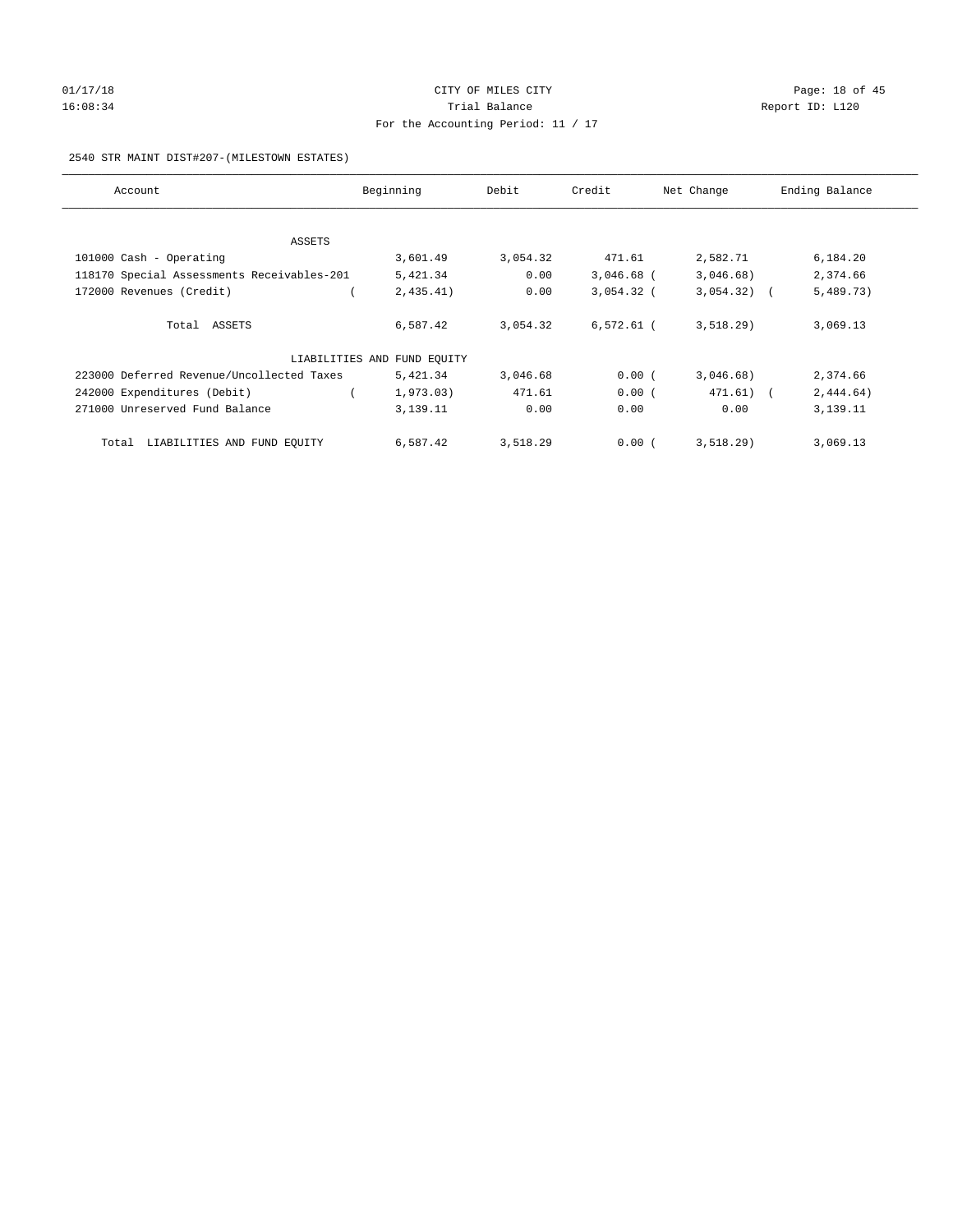CITY OF MILES CITY

Trial Balance

For the Accounting Period: 11 / 17

01/17/18 16:08:34 — Report ID: L120

2540 STR MAINT DIST#207-(MILESTOWN ESTATES)

| Account | Beginning | Debit | Credit | Net Change | Ending Balance |
|---|---|---|---|---|---|
| ASSETS | | | | | |
| 101000 Cash - Operating | 3,601.49 | 3,054.32 | 471.61 | 2,582.71 | 6,184.20 |
| 118170 Special Assessments Receivables-201 | 5,421.34 | 0.00 | 3,046.68 | (3,046.68) | 2,374.66 |
| 172000 Revenues (Credit) | (2,435.41) | 0.00 | 3,054.32 | (3,054.32) | (5,489.73) |
| Total ASSETS | 6,587.42 | 3,054.32 | 6,572.61 | (3,518.29) | 3,069.13 |
| LIABILITIES AND FUND EQUITY | | | | | |
| 223000 Deferred Revenue/Uncollected Taxes | 5,421.34 | 3,046.68 | 0.00 | (3,046.68) | 2,374.66 |
| 242000 Expenditures (Debit) | (1,973.03) | 471.61 | 0.00 | (471.61) | (2,444.64) |
| 271000 Unreserved Fund Balance | 3,139.11 | 0.00 | 0.00 | 0.00 | 3,139.11 |
| Total LIABILITIES AND FUND EQUITY | 6,587.42 | 3,518.29 | 0.00 | (3,518.29) | 3,069.13 |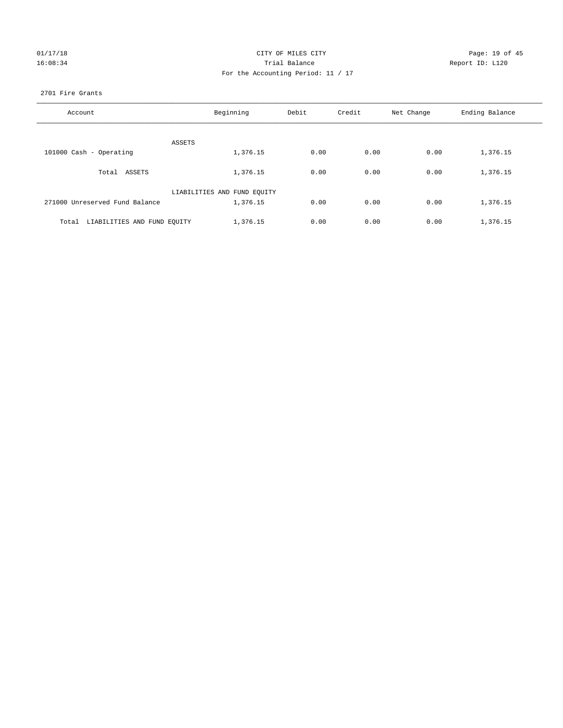CITY OF MILES CITY
Trial Balance
For the Accounting Period: 11 / 17

01/17/18
16:08:34

Report ID: L120

2701 Fire Grants

| Account | Beginning | Debit | Credit | Net Change | Ending Balance |
|---|---|---|---|---|---|
| ASSETS | | | | | |
| 101000 Cash - Operating | 1,376.15 | 0.00 | 0.00 | 0.00 | 1,376.15 |
| Total ASSETS | 1,376.15 | 0.00 | 0.00 | 0.00 | 1,376.15 |
| LIABILITIES AND FUND EQUITY | | | | | |
| 271000 Unreserved Fund Balance | 1,376.15 | 0.00 | 0.00 | 0.00 | 1,376.15 |
| Total LIABILITIES AND FUND EQUITY | 1,376.15 | 0.00 | 0.00 | 0.00 | 1,376.15 |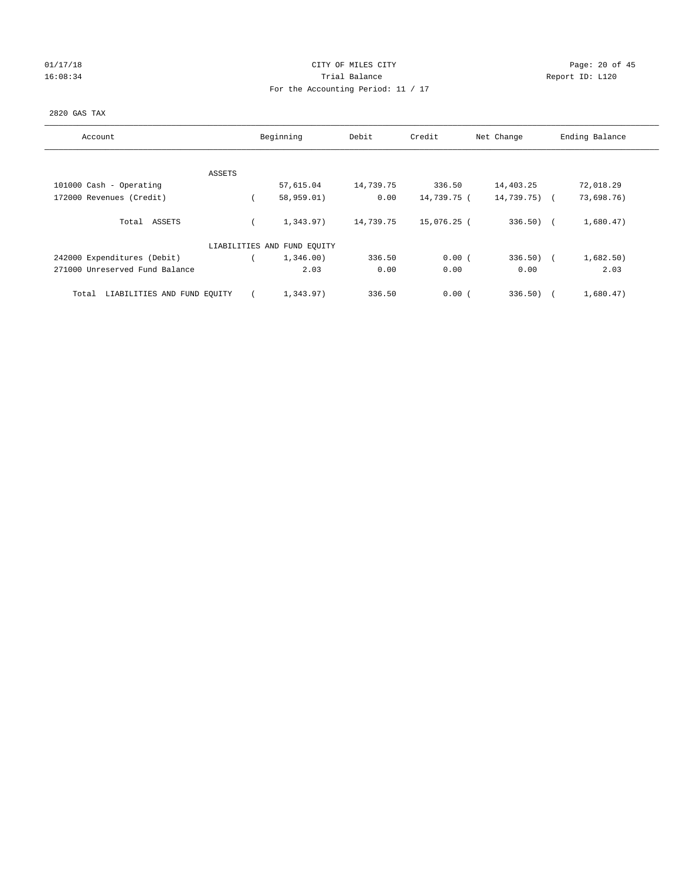CITY OF MILES CITY

Trial Balance

For the Accounting Period: 11 / 17

01/17/18 16:08:34 Report ID: L120

2820 GAS TAX

| Account | Beginning | Debit | Credit | Net Change | Ending Balance |
|---|---|---|---|---|---|
| ASSETS | | | | | |
| 101000 Cash - Operating | 57,615.04 | 14,739.75 | 336.50 | 14,403.25 | 72,018.29 |
| 172000 Revenues (Credit) | ( 58,959.01) | 0.00 | 14,739.75 | ( 14,739.75) | ( 73,698.76) |
| Total ASSETS | ( 1,343.97) | 14,739.75 | 15,076.25 | ( 336.50) | ( 1,680.47) |
| LIABILITIES AND FUND EQUITY | | | | | |
| 242000 Expenditures (Debit) | ( 1,346.00) | 336.50 | 0.00 | ( 336.50) | ( 1,682.50) |
| 271000 Unreserved Fund Balance | 2.03 | 0.00 | 0.00 | 0.00 | 2.03 |
| Total LIABILITIES AND FUND EQUITY | ( 1,343.97) | 336.50 | 0.00 | ( 336.50) | ( 1,680.47) |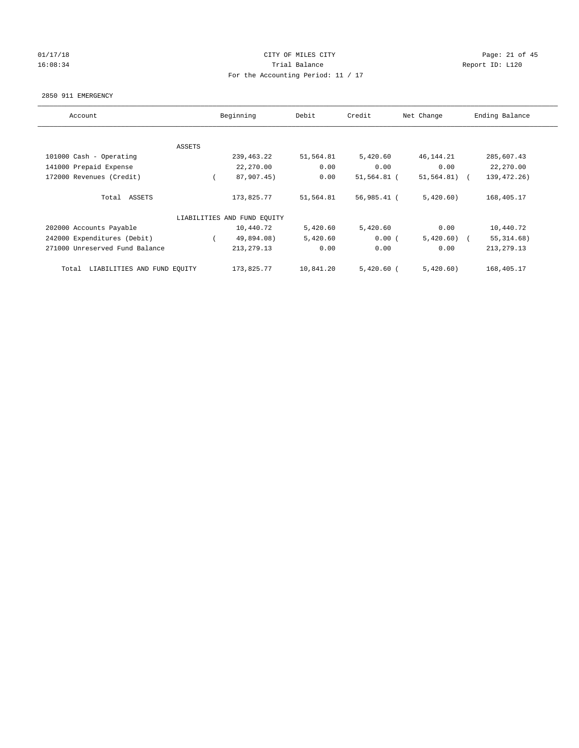CITY OF MILES CITY

Trial Balance

For the Accounting Period: 11 / 17

01/17/18 16:08:34 — Report ID: L120

2850 911 EMERGENCY

| Account | Beginning | Debit | Credit | Net Change | Ending Balance |
|---|---|---|---|---|---|
| ASSETS | | | | | |
| 101000 Cash - Operating | 239,463.22 | 51,564.81 | 5,420.60 | 46,144.21 | 285,607.43 |
| 141000 Prepaid Expense | 22,270.00 | 0.00 | 0.00 | 0.00 | 22,270.00 |
| 172000 Revenues (Credit) | ( 87,907.45) | 0.00 | 51,564.81 | ( 51,564.81) | ( 139,472.26) |
| Total ASSETS | 173,825.77 | 51,564.81 | 56,985.41 | ( 5,420.60) | 168,405.17 |
| LIABILITIES AND FUND EQUITY | | | | | |
| 202000 Accounts Payable | 10,440.72 | 5,420.60 | 5,420.60 | 0.00 | 10,440.72 |
| 242000 Expenditures (Debit) | ( 49,894.08) | 5,420.60 | 0.00 | ( 5,420.60) | ( 55,314.68) |
| 271000 Unreserved Fund Balance | 213,279.13 | 0.00 | 0.00 | 0.00 | 213,279.13 |
| Total LIABILITIES AND FUND EQUITY | 173,825.77 | 10,841.20 | 5,420.60 | ( 5,420.60) | 168,405.17 |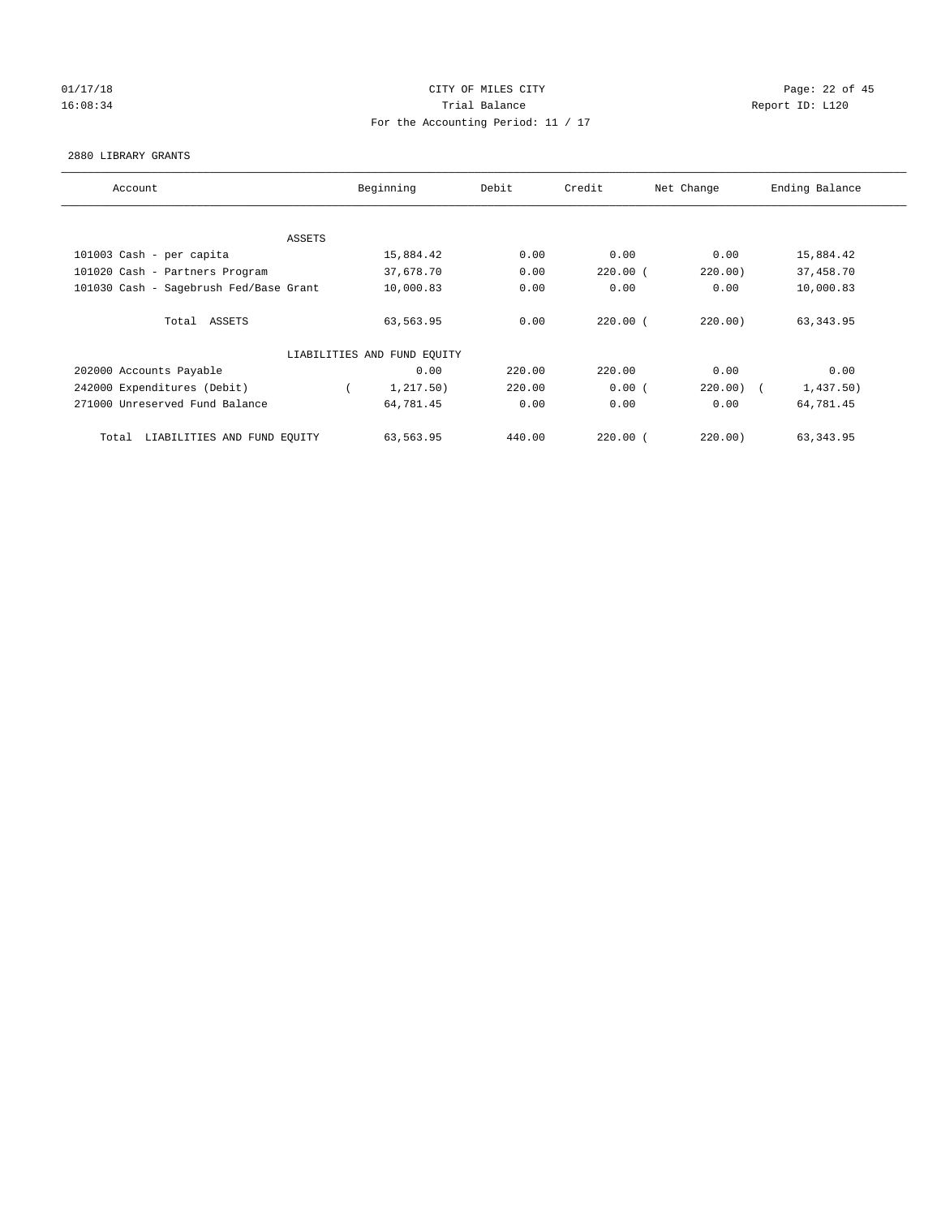CITY OF MILES CITY
Trial Balance
For the Accounting Period: 11 / 17

01/17/18
16:08:34

Report ID: L120

2880 LIBRARY GRANTS

| Account | Beginning | Debit | Credit | Net Change | Ending Balance |
|---|---|---|---|---|---|
| ASSETS | | | | | |
| 101003 Cash - per capita | 15,884.42 | 0.00 | 0.00 | 0.00 | 15,884.42 |
| 101020 Cash - Partners Program | 37,678.70 | 0.00 | 220.00 | (220.00) | 37,458.70 |
| 101030 Cash - Sagebrush Fed/Base Grant | 10,000.83 | 0.00 | 0.00 | 0.00 | 10,000.83 |
| Total ASSETS | 63,563.95 | 0.00 | 220.00 | (220.00) | 63,343.95 |
| LIABILITIES AND FUND EQUITY | | | | | |
| 202000 Accounts Payable | 0.00 | 220.00 | 220.00 | 0.00 | 0.00 |
| 242000 Expenditures (Debit) | (1,217.50) | 220.00 | 0.00 | (220.00) | (1,437.50) |
| 271000 Unreserved Fund Balance | 64,781.45 | 0.00 | 0.00 | 0.00 | 64,781.45 |
| Total LIABILITIES AND FUND EQUITY | 63,563.95 | 440.00 | 220.00 | (220.00) | 63,343.95 |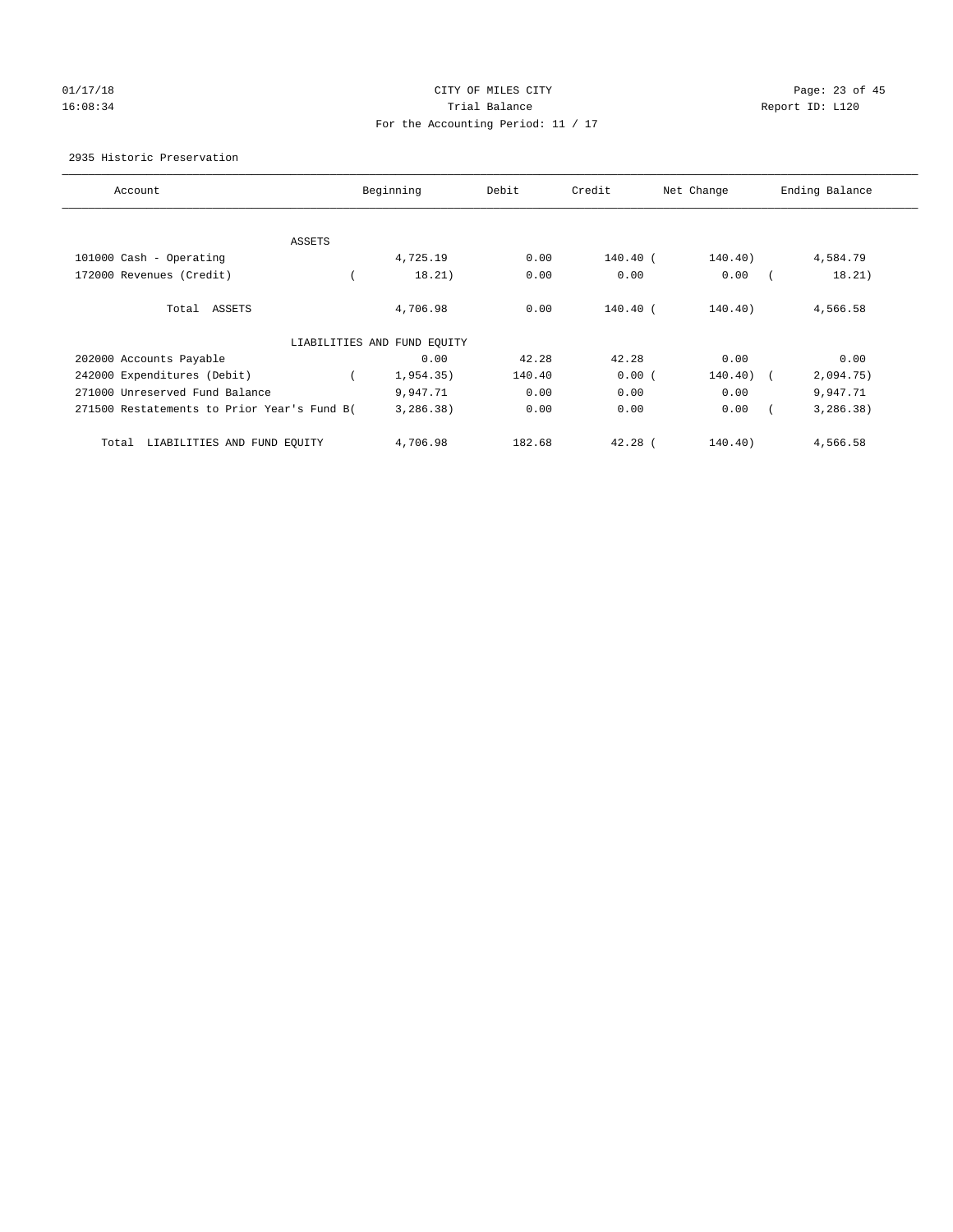CITY OF MILES CITY
Trial Balance
For the Accounting Period: 11 / 17

01/17/18
16:08:34

Report ID: L120

2935 Historic Preservation

| Account | Beginning | Debit | Credit | Net Change | Ending Balance |
|---|---|---|---|---|---|
| ASSETS | | | | | |
| 101000 Cash - Operating | 4,725.19 | 0.00 | 140.40 | (140.40) | 4,584.79 |
| 172000 Revenues (Credit) | (18.21) | 0.00 | 0.00 | 0.00 | (18.21) |
| Total ASSETS | 4,706.98 | 0.00 | 140.40 | (140.40) | 4,566.58 |
| LIABILITIES AND FUND EQUITY | | | | | |
| 202000 Accounts Payable | 0.00 | 42.28 | 42.28 | 0.00 | 0.00 |
| 242000 Expenditures (Debit) | (1,954.35) | 140.40 | 0.00 | (140.40) | (2,094.75) |
| 271000 Unreserved Fund Balance | 9,947.71 | 0.00 | 0.00 | 0.00 | 9,947.71 |
| 271500 Restatements to Prior Year's Fund B | (3,286.38) | 0.00 | 0.00 | 0.00 | (3,286.38) |
| Total LIABILITIES AND FUND EQUITY | 4,706.98 | 182.68 | 42.28 | (140.40) | 4,566.58 |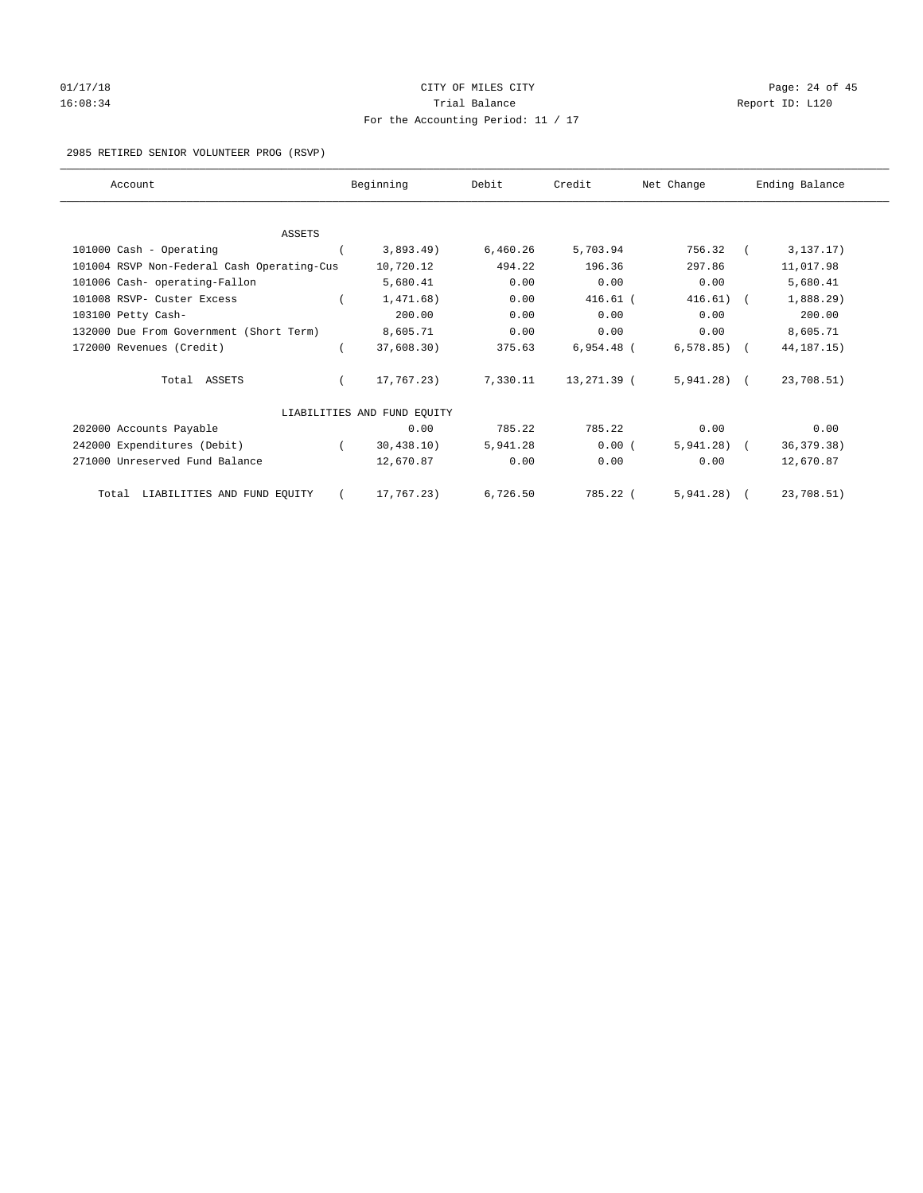CITY OF MILES CITY

Trial Balance

For the Accounting Period: 11 / 17

01/17/18 16:08:34 Report ID: L120

2985 RETIRED SENIOR VOLUNTEER PROG (RSVP)

| Account | Beginning | Debit | Credit | Net Change | Ending Balance |
|---|---|---|---|---|---|
| ASSETS | | | | | |
| 101000 Cash - Operating | ( 3,893.49) | 6,460.26 | 5,703.94 | 756.32 | ( 3,137.17) |
| 101004 RSVP Non-Federal Cash Operating-Cus | 10,720.12 | 494.22 | 196.36 | 297.86 | 11,017.98 |
| 101006 Cash- operating-Fallon | 5,680.41 | 0.00 | 0.00 | 0.00 | 5,680.41 |
| 101008 RSVP- Custer Excess | ( 1,471.68) | 0.00 | 416.61 | ( 416.61) | ( 1,888.29) |
| 103100 Petty Cash- | 200.00 | 0.00 | 0.00 | 0.00 | 200.00 |
| 132000 Due From Government (Short Term) | 8,605.71 | 0.00 | 0.00 | 0.00 | 8,605.71 |
| 172000 Revenues (Credit) | ( 37,608.30) | 375.63 | 6,954.48 | ( 6,578.85) | ( 44,187.15) |
| Total ASSETS | ( 17,767.23) | 7,330.11 | 13,271.39 | ( 5,941.28) | ( 23,708.51) |
| LIABILITIES AND FUND EQUITY | | | | | |
| 202000 Accounts Payable | 0.00 | 785.22 | 785.22 | 0.00 | 0.00 |
| 242000 Expenditures (Debit) | ( 30,438.10) | 5,941.28 | 0.00 | ( 5,941.28) | ( 36,379.38) |
| 271000 Unreserved Fund Balance | 12,670.87 | 0.00 | 0.00 | 0.00 | 12,670.87 |
| Total LIABILITIES AND FUND EQUITY | ( 17,767.23) | 6,726.50 | 785.22 | ( 5,941.28) | ( 23,708.51) |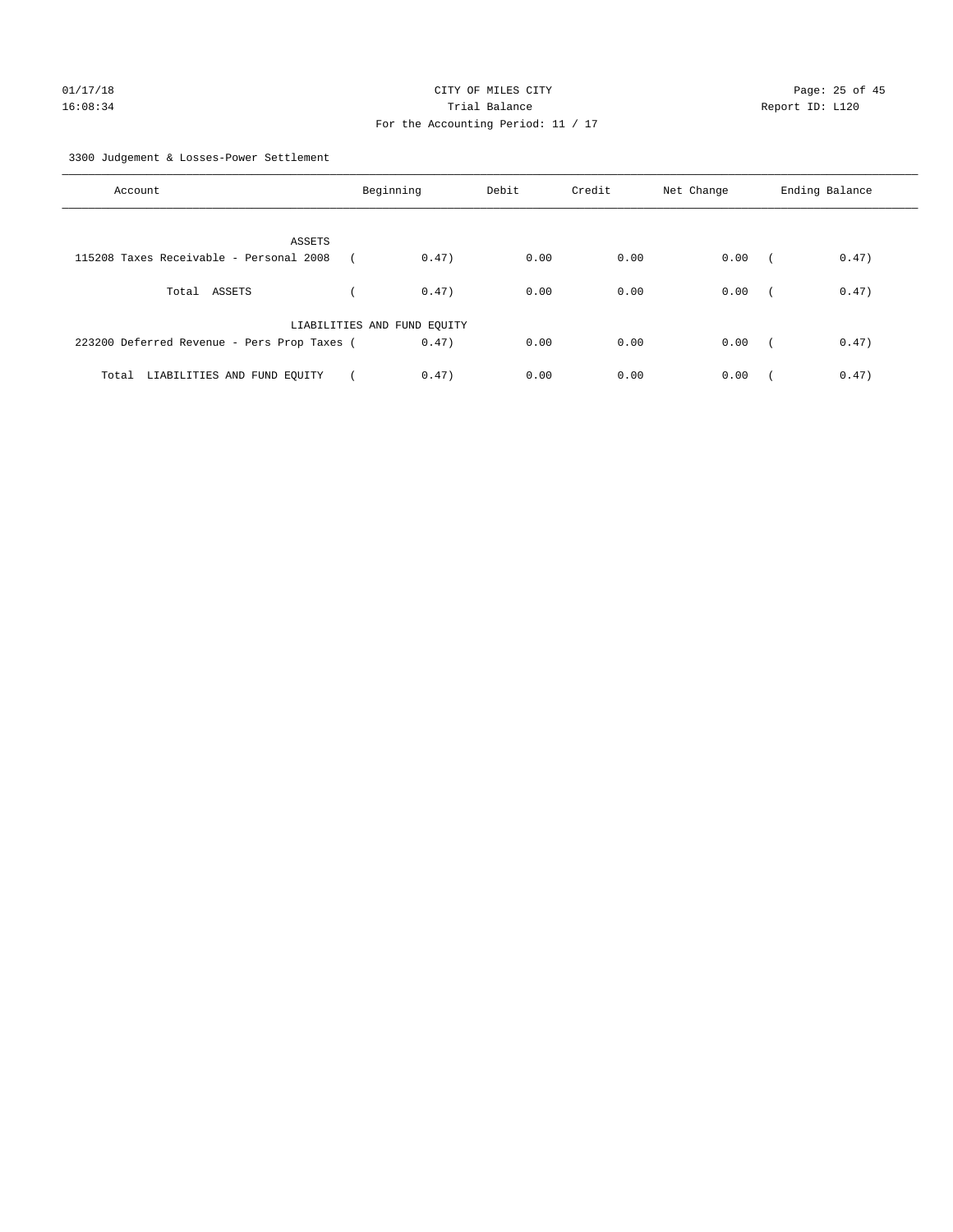CITY OF MILES CITY
Trial Balance
For the Accounting Period: 11 / 17

01/17/18
16:08:34

Report ID: L120

3300 Judgement & Losses-Power Settlement

| Account | Beginning | Debit | Credit | Net Change | Ending Balance |
|---|---|---|---|---|---|
| ASSETS | | | | | |
| 115208 Taxes Receivable - Personal 2008 | ( 0.47) | 0.00 | 0.00 | 0.00 | ( 0.47) |
| Total ASSETS | ( 0.47) | 0.00 | 0.00 | 0.00 | ( 0.47) |
| LIABILITIES AND FUND EQUITY | | | | | |
| 223200 Deferred Revenue - Pers Prop Taxes | ( 0.47) | 0.00 | 0.00 | 0.00 | ( 0.47) |
| Total LIABILITIES AND FUND EQUITY | ( 0.47) | 0.00 | 0.00 | 0.00 | ( 0.47) |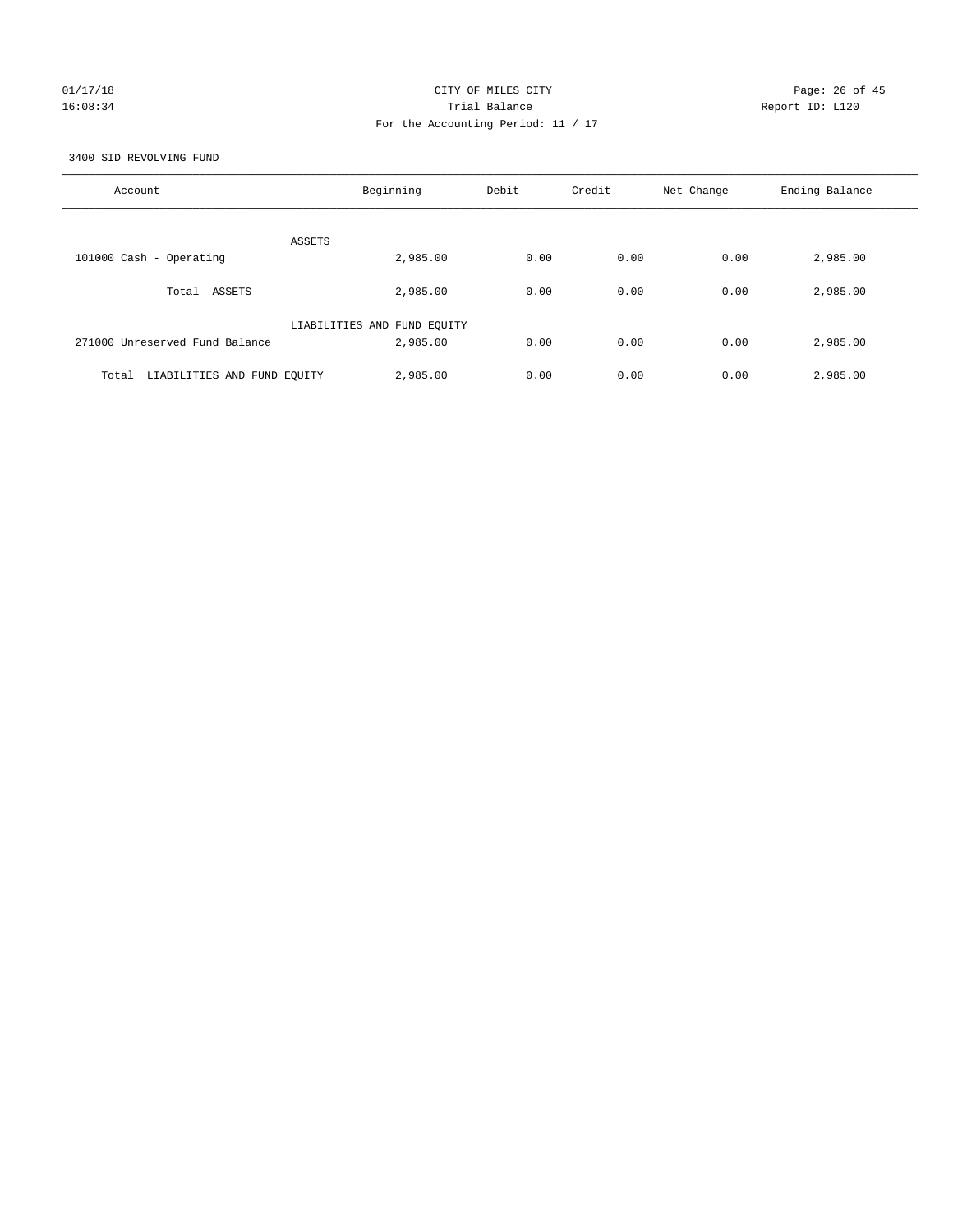CITY OF MILES CITY

Trial Balance

For the Accounting Period: 11 / 17

3400 SID REVOLVING FUND

| Account | Beginning | Debit | Credit | Net Change | Ending Balance |
|---|---|---|---|---|---|
| ASSETS | | | | | |
| 101000 Cash - Operating | 2,985.00 | 0.00 | 0.00 | 0.00 | 2,985.00 |
| Total ASSETS | 2,985.00 | 0.00 | 0.00 | 0.00 | 2,985.00 |
| LIABILITIES AND FUND EQUITY | | | | | |
| 271000 Unreserved Fund Balance | 2,985.00 | 0.00 | 0.00 | 0.00 | 2,985.00 |
| Total LIABILITIES AND FUND EQUITY | 2,985.00 | 0.00 | 0.00 | 0.00 | 2,985.00 |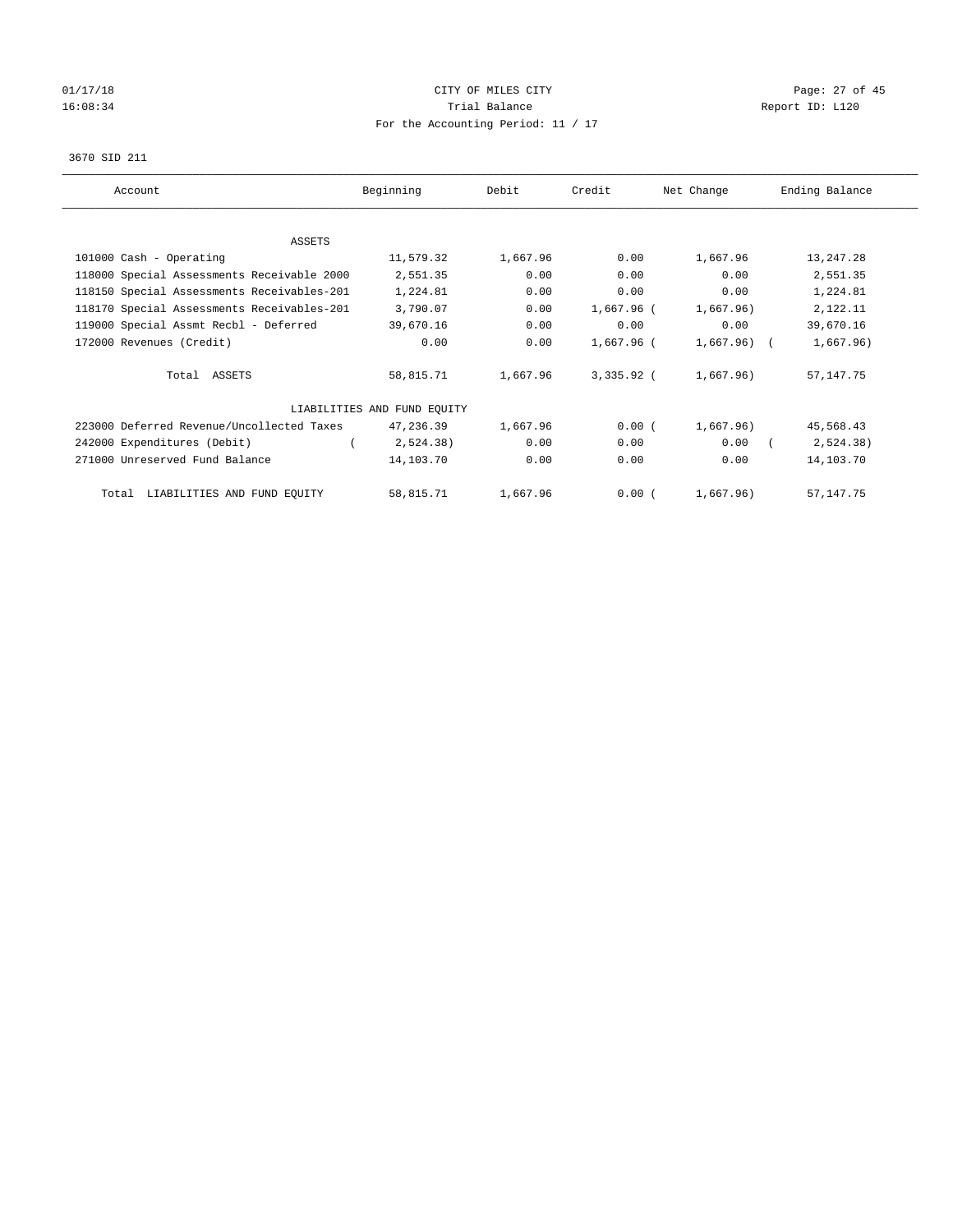CITY OF MILES CITY
Trial Balance
For the Accounting Period: 11 / 17

01/17/18
16:08:34

Report ID: L120

3670 SID 211

| Account | Beginning | Debit | Credit | Net Change | Ending Balance |
|---|---|---|---|---|---|
| ASSETS | | | | | |
| 101000 Cash - Operating | 11,579.32 | 1,667.96 | 0.00 | 1,667.96 | 13,247.28 |
| 118000 Special Assessments Receivable 2000 | 2,551.35 | 0.00 | 0.00 | 0.00 | 2,551.35 |
| 118150 Special Assessments Receivables-201 | 1,224.81 | 0.00 | 0.00 | 0.00 | 1,224.81 |
| 118170 Special Assessments Receivables-201 | 3,790.07 | 0.00 | 1,667.96 | (1,667.96) | 2,122.11 |
| 119000 Special Assmt Recbl - Deferred | 39,670.16 | 0.00 | 0.00 | 0.00 | 39,670.16 |
| 172000 Revenues (Credit) | 0.00 | 0.00 | 1,667.96 | (1,667.96) | (1,667.96) |
| Total ASSETS | 58,815.71 | 1,667.96 | 3,335.92 | (1,667.96) | 57,147.75 |
| LIABILITIES AND FUND EQUITY | | | | | |
| 223000 Deferred Revenue/Uncollected Taxes | 47,236.39 | 1,667.96 | 0.00 | (1,667.96) | 45,568.43 |
| 242000 Expenditures (Debit) | (2,524.38) | 0.00 | 0.00 | 0.00 | (2,524.38) |
| 271000 Unreserved Fund Balance | 14,103.70 | 0.00 | 0.00 | 0.00 | 14,103.70 |
| Total LIABILITIES AND FUND EQUITY | 58,815.71 | 1,667.96 | 0.00 | (1,667.96) | 57,147.75 |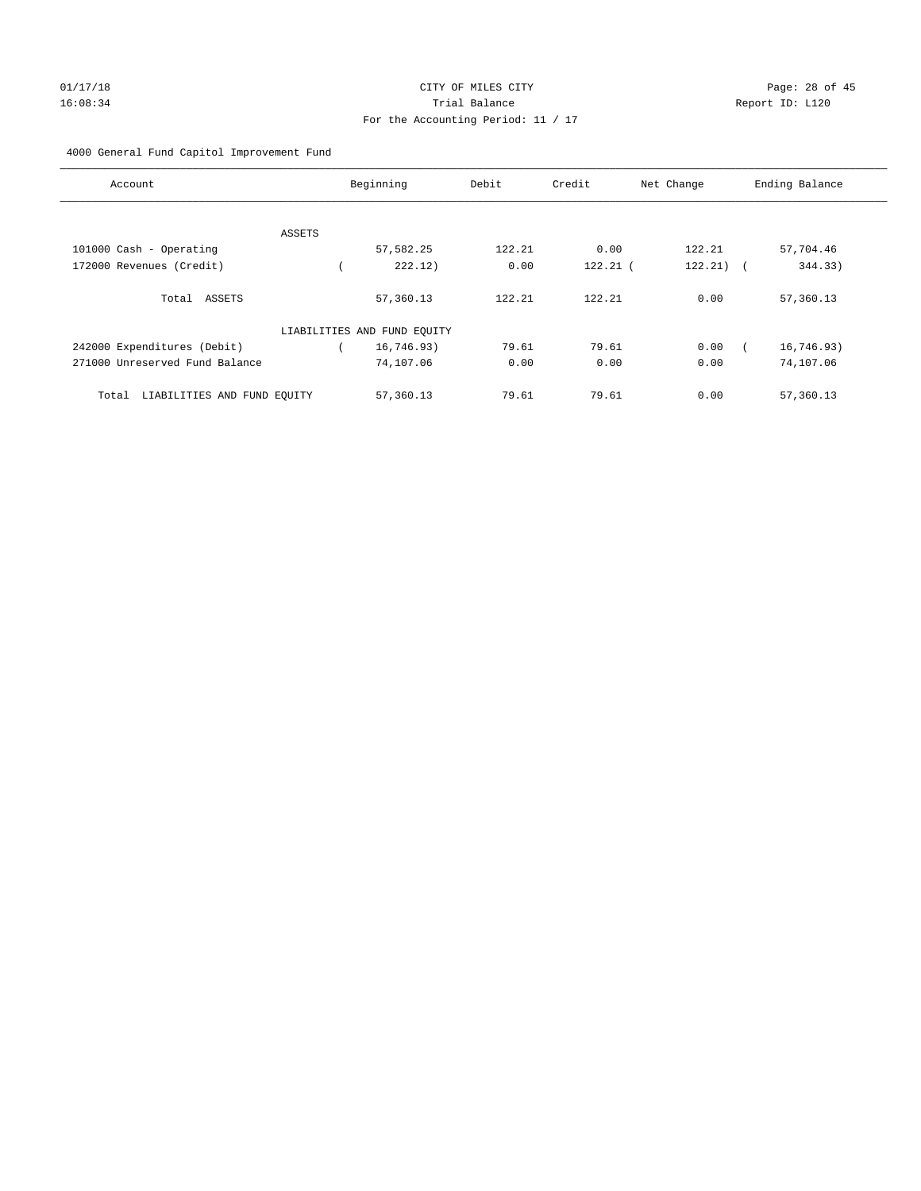CITY OF MILES CITY

Trial Balance

For the Accounting Period: 11 / 17

4000 General Fund Capitol Improvement Fund

| Account | Beginning | Debit | Credit | Net Change | Ending Balance |
|---|---|---|---|---|---|
| ASSETS | | | | | |
| 101000 Cash - Operating | 57,582.25 | 122.21 | 0.00 | 122.21 | 57,704.46 |
| 172000 Revenues (Credit) | ( 222.12) | 0.00 | 122.21 | ( 122.21) | ( 344.33) |
| Total ASSETS | 57,360.13 | 122.21 | 122.21 | 0.00 | 57,360.13 |
| LIABILITIES AND FUND EQUITY | | | | | |
| 242000 Expenditures (Debit) | ( 16,746.93) | 79.61 | 79.61 | 0.00 | ( 16,746.93) |
| 271000 Unreserved Fund Balance | 74,107.06 | 0.00 | 0.00 | 0.00 | 74,107.06 |
| Total LIABILITIES AND FUND EQUITY | 57,360.13 | 79.61 | 79.61 | 0.00 | 57,360.13 |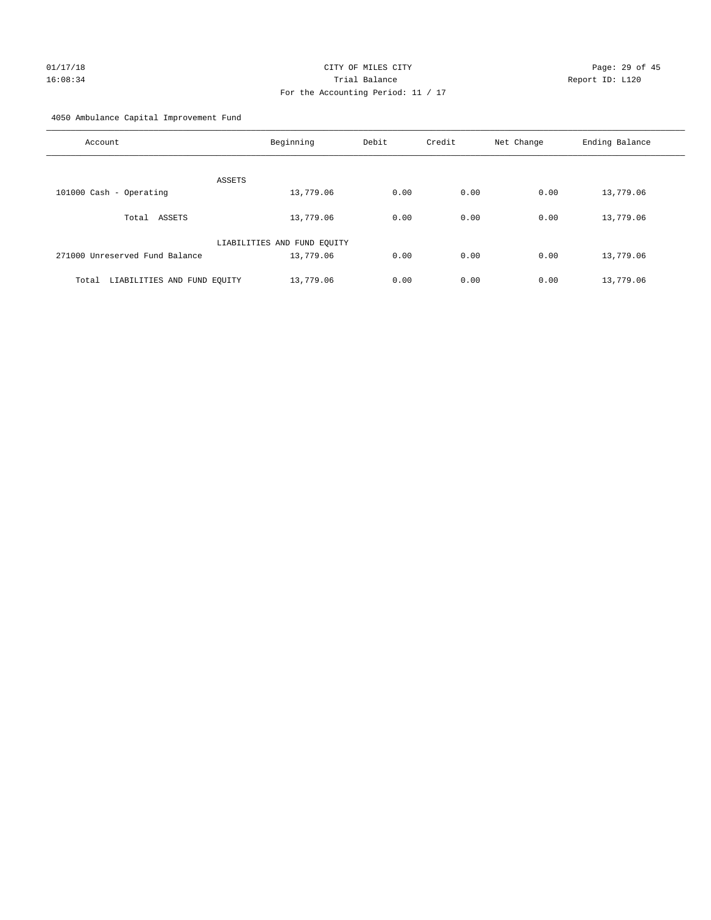CITY OF MILES CITY
Trial Balance
For the Accounting Period: 11 / 17

01/17/18 16:08:34 — Report ID: L120

4050 Ambulance Capital Improvement Fund

| Account | Beginning | Debit | Credit | Net Change | Ending Balance |
|---|---|---|---|---|---|
| ASSETS | | | | | |
| 101000 Cash - Operating | 13,779.06 | 0.00 | 0.00 | 0.00 | 13,779.06 |
| Total ASSETS | 13,779.06 | 0.00 | 0.00 | 0.00 | 13,779.06 |
| LIABILITIES AND FUND EQUITY | | | | | |
| 271000 Unreserved Fund Balance | 13,779.06 | 0.00 | 0.00 | 0.00 | 13,779.06 |
| Total LIABILITIES AND FUND EQUITY | 13,779.06 | 0.00 | 0.00 | 0.00 | 13,779.06 |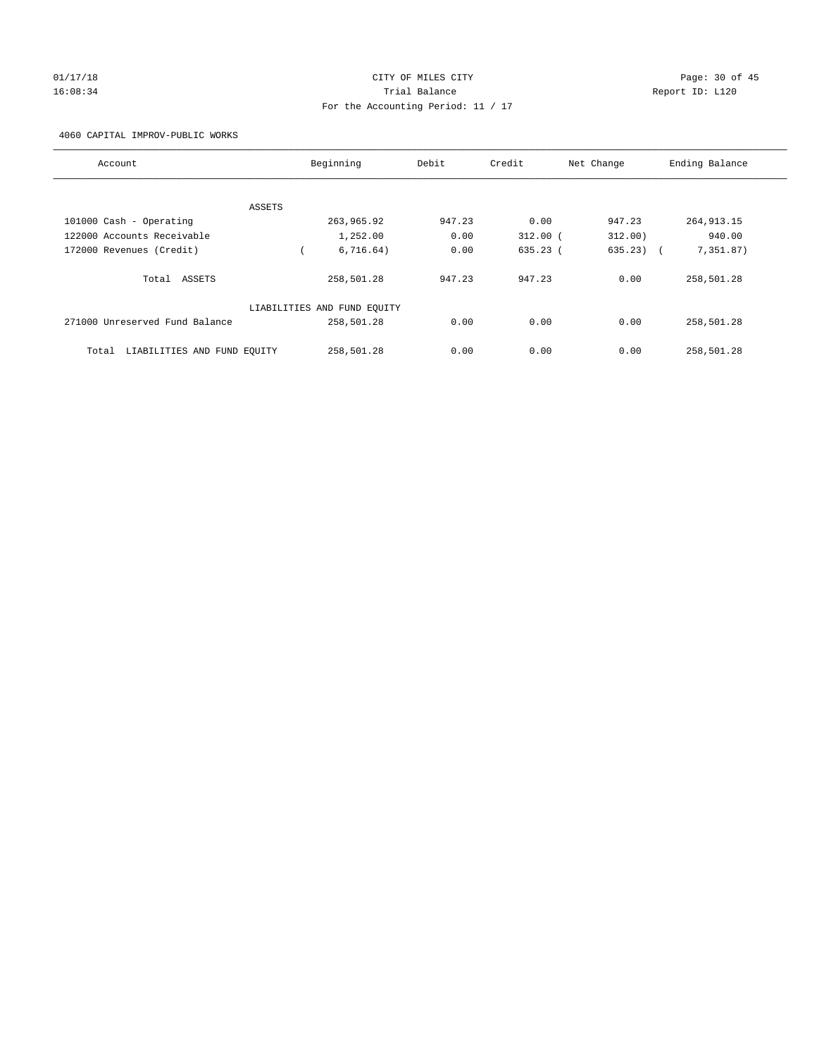CITY OF MILES CITY

Trial Balance

For the Accounting Period: 11 / 17

01/17/18 16:08:34

Report ID: L120

4060 CAPITAL IMPROV-PUBLIC WORKS

| Account | Beginning | Debit | Credit | Net Change | Ending Balance |
|---|---|---|---|---|---|
| ASSETS | | | | | |
| 101000 Cash - Operating | 263,965.92 | 947.23 | 0.00 | 947.23 | 264,913.15 |
| 122000 Accounts Receivable | 1,252.00 | 0.00 | 312.00 | ( 312.00) | 940.00 |
| 172000 Revenues (Credit) | ( 6,716.64) | 0.00 | 635.23 | ( 635.23) | ( 7,351.87) |
| Total ASSETS | 258,501.28 | 947.23 | 947.23 | 0.00 | 258,501.28 |
| LIABILITIES AND FUND EQUITY | | | | | |
| 271000 Unreserved Fund Balance | 258,501.28 | 0.00 | 0.00 | 0.00 | 258,501.28 |
| Total LIABILITIES AND FUND EQUITY | 258,501.28 | 0.00 | 0.00 | 0.00 | 258,501.28 |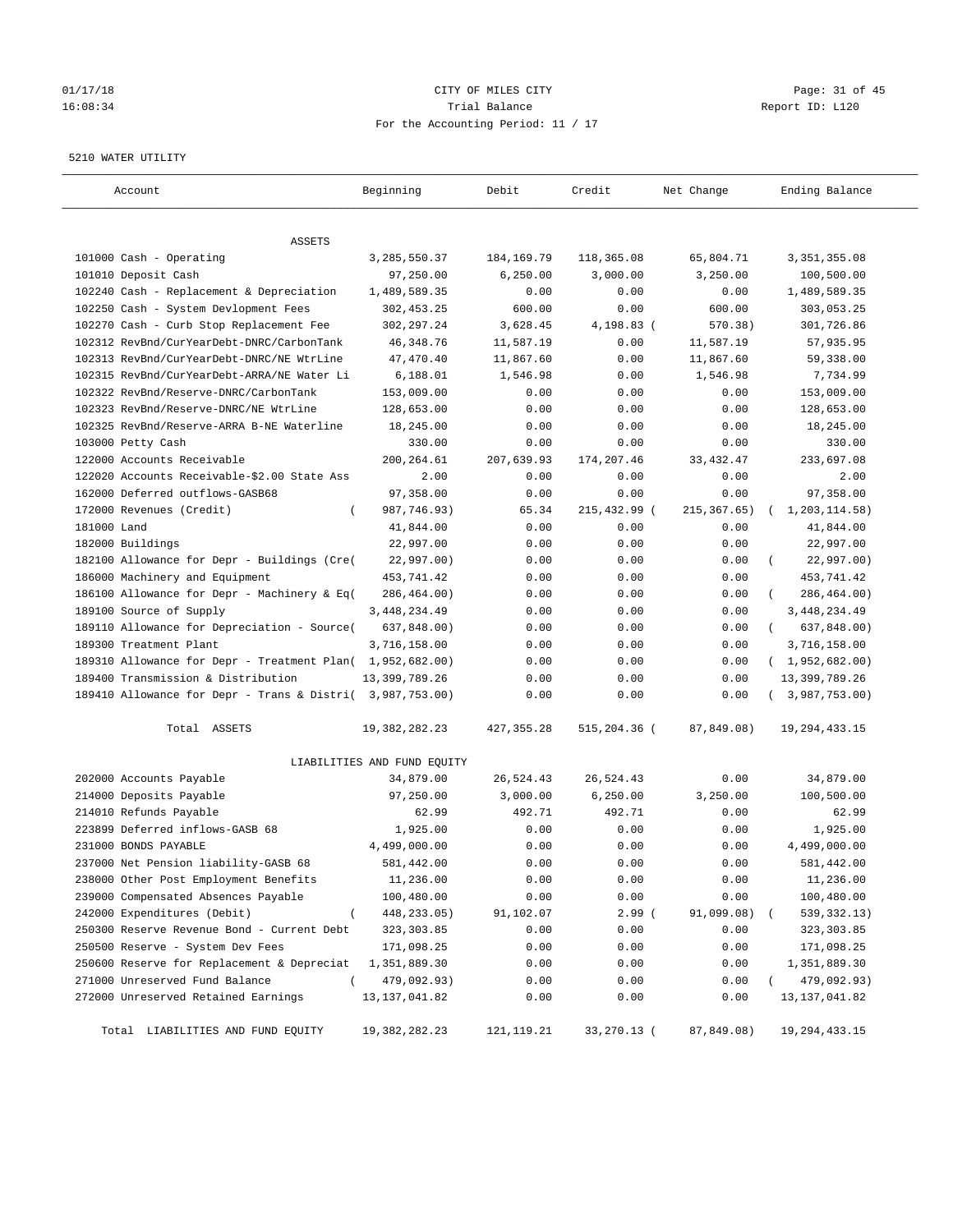# CITY OF MILES CITY

## Trial Balance

For the Accounting Period: 11 / 17

5210 WATER UTILITY

| Account | Beginning | Debit | Credit | Net Change | Ending Balance |
|---|---|---|---|---|---|
| ASSETS | | | | | |
| 101000 Cash - Operating | 3,285,550.37 | 184,169.79 | 118,365.08 | 65,804.71 | 3,351,355.08 |
| 101010 Deposit Cash | 97,250.00 | 6,250.00 | 3,000.00 | 3,250.00 | 100,500.00 |
| 102240 Cash - Replacement & Depreciation | 1,489,589.35 | 0.00 | 0.00 | 0.00 | 1,489,589.35 |
| 102250 Cash - System Devlopment Fees | 302,453.25 | 600.00 | 0.00 | 600.00 | 303,053.25 |
| 102270 Cash - Curb Stop Replacement Fee | 302,297.24 | 3,628.45 | 4,198.83 | (570.38) | 301,726.86 |
| 102312 RevBnd/CurYearDebt-DNRC/CarbonTank | 46,348.76 | 11,587.19 | 0.00 | 11,587.19 | 57,935.95 |
| 102313 RevBnd/CurYearDebt-DNRC/NE WtrLine | 47,470.40 | 11,867.60 | 0.00 | 11,867.60 | 59,338.00 |
| 102315 RevBnd/CurYearDebt-ARRA/NE Water Li | 6,188.01 | 1,546.98 | 0.00 | 1,546.98 | 7,734.99 |
| 102322 RevBnd/Reserve-DNRC/CarbonTank | 153,009.00 | 0.00 | 0.00 | 0.00 | 153,009.00 |
| 102323 RevBnd/Reserve-DNRC/NE WtrLine | 128,653.00 | 0.00 | 0.00 | 0.00 | 128,653.00 |
| 102325 RevBnd/Reserve-ARRA B-NE Waterline | 18,245.00 | 0.00 | 0.00 | 0.00 | 18,245.00 |
| 103000 Petty Cash | 330.00 | 0.00 | 0.00 | 0.00 | 330.00 |
| 122000 Accounts Receivable | 200,264.61 | 207,639.93 | 174,207.46 | 33,432.47 | 233,697.08 |
| 122020 Accounts Receivable-$2.00 State Ass | 2.00 | 0.00 | 0.00 | 0.00 | 2.00 |
| 162000 Deferred outflows-GASB68 | 97,358.00 | 0.00 | 0.00 | 0.00 | 97,358.00 |
| 172000 Revenues (Credit) | (987,746.93) | 65.34 | 215,432.99 | (215,367.65) | (1,203,114.58) |
| 181000 Land | 41,844.00 | 0.00 | 0.00 | 0.00 | 41,844.00 |
| 182000 Buildings | 22,997.00 | 0.00 | 0.00 | 0.00 | 22,997.00 |
| 182100 Allowance for Depr - Buildings (Cre | (22,997.00) | 0.00 | 0.00 | 0.00 | (22,997.00) |
| 186000 Machinery and Equipment | 453,741.42 | 0.00 | 0.00 | 0.00 | 453,741.42 |
| 186100 Allowance for Depr - Machinery & Eq | (286,464.00) | 0.00 | 0.00 | 0.00 | (286,464.00) |
| 189100 Source of Supply | 3,448,234.49 | 0.00 | 0.00 | 0.00 | 3,448,234.49 |
| 189110 Allowance for Depreciation - Source | (637,848.00) | 0.00 | 0.00 | 0.00 | (637,848.00) |
| 189300 Treatment Plant | 3,716,158.00 | 0.00 | 0.00 | 0.00 | 3,716,158.00 |
| 189310 Allowance for Depr - Treatment Plan | (1,952,682.00) | 0.00 | 0.00 | 0.00 | (1,952,682.00) |
| 189400 Transmission & Distribution | 13,399,789.26 | 0.00 | 0.00 | 0.00 | 13,399,789.26 |
| 189410 Allowance for Depr - Trans & Distri | (3,987,753.00) | 0.00 | 0.00 | 0.00 | (3,987,753.00) |
| Total ASSETS | 19,382,282.23 | 427,355.28 | 515,204.36 | (87,849.08) | 19,294,433.15 |
| LIABILITIES AND FUND EQUITY | | | | | |
| 202000 Accounts Payable | 34,879.00 | 26,524.43 | 26,524.43 | 0.00 | 34,879.00 |
| 214000 Deposits Payable | 97,250.00 | 3,000.00 | 6,250.00 | 3,250.00 | 100,500.00 |
| 214010 Refunds Payable | 62.99 | 492.71 | 492.71 | 0.00 | 62.99 |
| 223899 Deferred inflows-GASB 68 | 1,925.00 | 0.00 | 0.00 | 0.00 | 1,925.00 |
| 231000 BONDS PAYABLE | 4,499,000.00 | 0.00 | 0.00 | 0.00 | 4,499,000.00 |
| 237000 Net Pension liability-GASB 68 | 581,442.00 | 0.00 | 0.00 | 0.00 | 581,442.00 |
| 238000 Other Post Employment Benefits | 11,236.00 | 0.00 | 0.00 | 0.00 | 11,236.00 |
| 239000 Compensated Absences Payable | 100,480.00 | 0.00 | 0.00 | 0.00 | 100,480.00 |
| 242000 Expenditures (Debit) | (448,233.05) | 91,102.07 | 2.99 | (91,099.08) | (539,332.13) |
| 250300 Reserve Revenue Bond - Current Debt | 323,303.85 | 0.00 | 0.00 | 0.00 | 323,303.85 |
| 250500 Reserve - System Dev Fees | 171,098.25 | 0.00 | 0.00 | 0.00 | 171,098.25 |
| 250600 Reserve for Replacement & Depreciat | 1,351,889.30 | 0.00 | 0.00 | 0.00 | 1,351,889.30 |
| 271000 Unreserved Fund Balance | (479,092.93) | 0.00 | 0.00 | 0.00 | (479,092.93) |
| 272000 Unreserved Retained Earnings | 13,137,041.82 | 0.00 | 0.00 | 0.00 | 13,137,041.82 |
| Total LIABILITIES AND FUND EQUITY | 19,382,282.23 | 121,119.21 | 33,270.13 | (87,849.08) | 19,294,433.15 |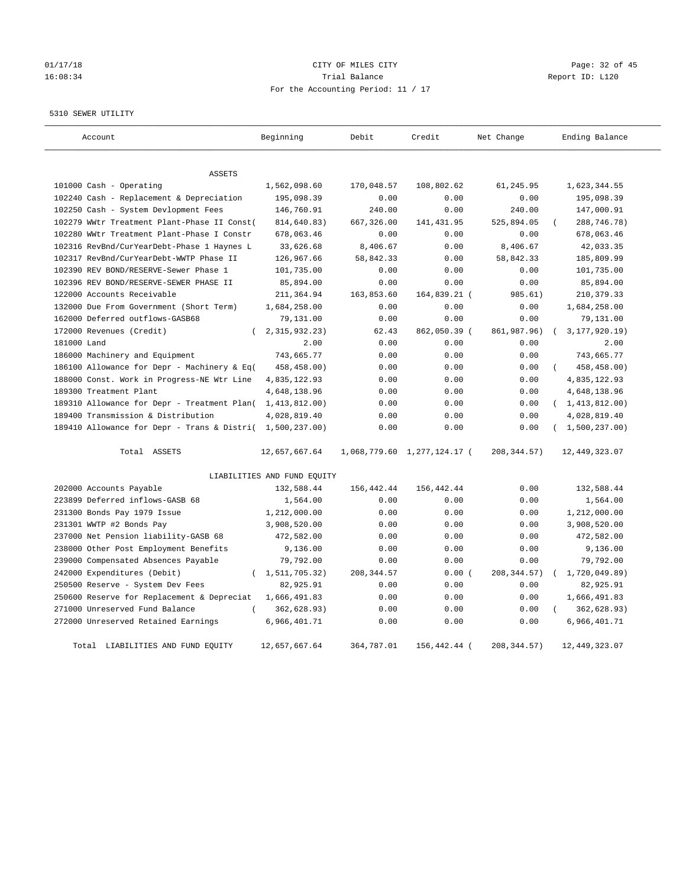CITY OF MILES CITY
Trial Balance
For the Accounting Period: 11 / 17

01/17/18 16:08:34 — Report ID: L120

5310 SEWER UTILITY

| Account | Beginning | Debit | Credit | Net Change | Ending Balance |
|---|---|---|---|---|---|
| **ASSETS** | | | | | |
| 101000 Cash - Operating | 1,562,098.60 | 170,048.57 | 108,802.62 | 61,245.95 | 1,623,344.55 |
| 102240 Cash - Replacement & Depreciation | 195,098.39 | 0.00 | 0.00 | 0.00 | 195,098.39 |
| 102250 Cash - System Devlopment Fees | 146,760.91 | 240.00 | 0.00 | 240.00 | 147,000.91 |
| 102279 WWtr Treatment Plant-Phase II Const | (814,640.83) | 667,326.00 | 141,431.95 | 525,894.05 | (288,746.78) |
| 102280 WWtr Treatment Plant-Phase I Constr | 678,063.46 | 0.00 | 0.00 | 0.00 | 678,063.46 |
| 102316 RevBnd/CurYearDebt-Phase 1 Haynes L | 33,626.68 | 8,406.67 | 0.00 | 8,406.67 | 42,033.35 |
| 102317 RevBnd/CurYearDebt-WWTP Phase II | 126,967.66 | 58,842.33 | 0.00 | 58,842.33 | 185,809.99 |
| 102390 REV BOND/RESERVE-Sewer Phase 1 | 101,735.00 | 0.00 | 0.00 | 0.00 | 101,735.00 |
| 102396 REV BOND/RESERVE-SEWER PHASE II | 85,894.00 | 0.00 | 0.00 | 0.00 | 85,894.00 |
| 122000 Accounts Receivable | 211,364.94 | 163,853.60 | 164,839.21 | (985.61) | 210,379.33 |
| 132000 Due From Government (Short Term) | 1,684,258.00 | 0.00 | 0.00 | 0.00 | 1,684,258.00 |
| 162000 Deferred outflows-GASB68 | 79,131.00 | 0.00 | 0.00 | 0.00 | 79,131.00 |
| 172000 Revenues (Credit) | (2,315,932.23) | 62.43 | 862,050.39 | (861,987.96) | (3,177,920.19) |
| 181000 Land | 2.00 | 0.00 | 0.00 | 0.00 | 2.00 |
| 186000 Machinery and Equipment | 743,665.77 | 0.00 | 0.00 | 0.00 | 743,665.77 |
| 186100 Allowance for Depr - Machinery & Eq | (458,458.00) | 0.00 | 0.00 | 0.00 | (458,458.00) |
| 188000 Const. Work in Progress-NE Wtr Line | 4,835,122.93 | 0.00 | 0.00 | 0.00 | 4,835,122.93 |
| 189300 Treatment Plant | 4,648,138.96 | 0.00 | 0.00 | 0.00 | 4,648,138.96 |
| 189310 Allowance for Depr - Treatment Plan | (1,413,812.00) | 0.00 | 0.00 | 0.00 | (1,413,812.00) |
| 189400 Transmission & Distribution | 4,028,819.40 | 0.00 | 0.00 | 0.00 | 4,028,819.40 |
| 189410 Allowance for Depr - Trans & Distri | (1,500,237.00) | 0.00 | 0.00 | 0.00 | (1,500,237.00) |
| Total ASSETS | 12,657,667.64 | 1,068,779.60 | 1,277,124.17 | (208,344.57) | 12,449,323.07 |
| **LIABILITIES AND FUND EQUITY** | | | | | |
| 202000 Accounts Payable | 132,588.44 | 156,442.44 | 156,442.44 | 0.00 | 132,588.44 |
| 223899 Deferred inflows-GASB 68 | 1,564.00 | 0.00 | 0.00 | 0.00 | 1,564.00 |
| 231300 Bonds Pay 1979 Issue | 1,212,000.00 | 0.00 | 0.00 | 0.00 | 1,212,000.00 |
| 231301 WWTP #2 Bonds Pay | 3,908,520.00 | 0.00 | 0.00 | 0.00 | 3,908,520.00 |
| 237000 Net Pension liability-GASB 68 | 472,582.00 | 0.00 | 0.00 | 0.00 | 472,582.00 |
| 238000 Other Post Employment Benefits | 9,136.00 | 0.00 | 0.00 | 0.00 | 9,136.00 |
| 239000 Compensated Absences Payable | 79,792.00 | 0.00 | 0.00 | 0.00 | 79,792.00 |
| 242000 Expenditures (Debit) | (1,511,705.32) | 208,344.57 | 0.00 | (208,344.57) | (1,720,049.89) |
| 250500 Reserve - System Dev Fees | 82,925.91 | 0.00 | 0.00 | 0.00 | 82,925.91 |
| 250600 Reserve for Replacement & Depreciat | 1,666,491.83 | 0.00 | 0.00 | 0.00 | 1,666,491.83 |
| 271000 Unreserved Fund Balance | (362,628.93) | 0.00 | 0.00 | 0.00 | (362,628.93) |
| 272000 Unreserved Retained Earnings | 6,966,401.71 | 0.00 | 0.00 | 0.00 | 6,966,401.71 |
| Total LIABILITIES AND FUND EQUITY | 12,657,667.64 | 364,787.01 | 156,442.44 | (208,344.57) | 12,449,323.07 |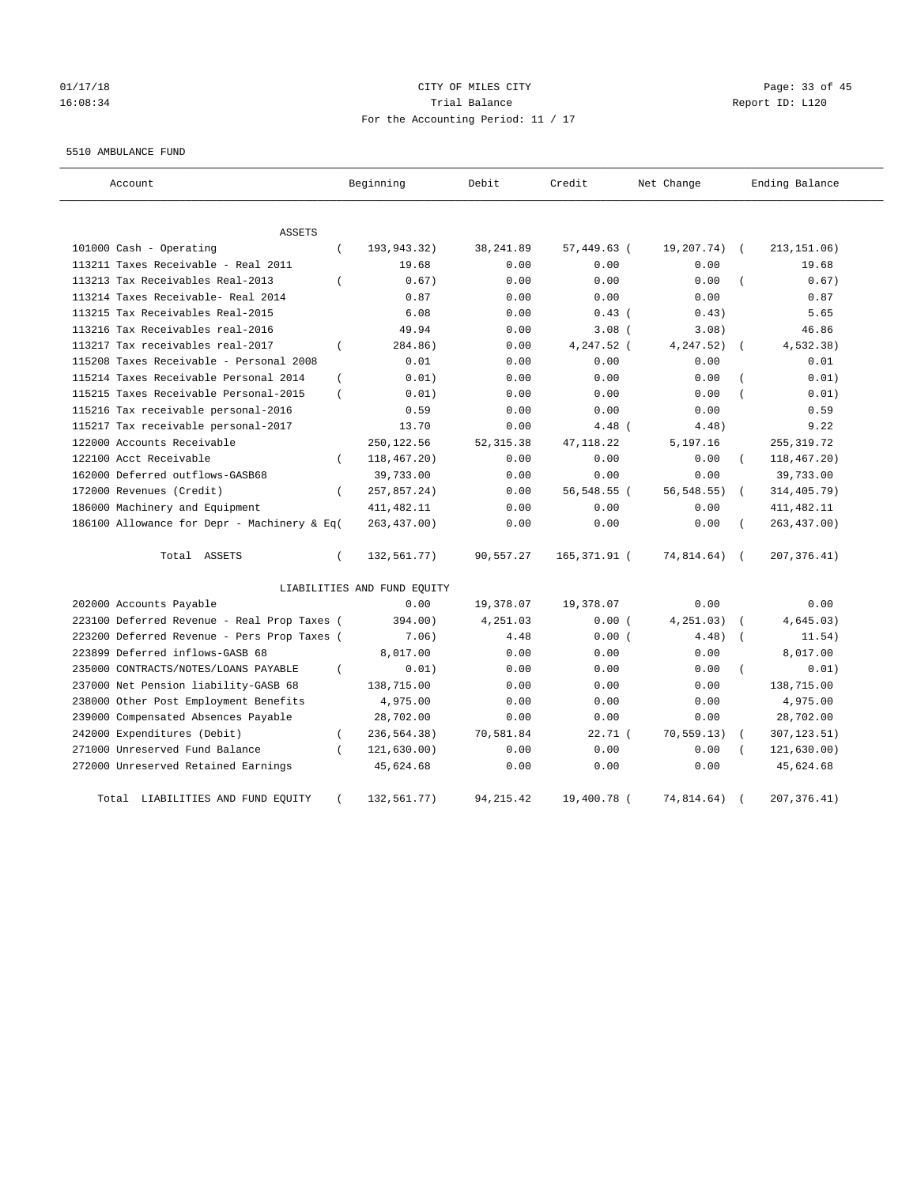# CITY OF MILES CITY

Trial Balance

For the Accounting Period: 11 / 17

01/17/18 16:08:34 — Report ID: L120

5510 AMBULANCE FUND

| Account | Beginning | Debit | Credit | Net Change | Ending Balance |
|---|---|---|---|---|---|
| **ASSETS** | | | | | |
| 101000 Cash - Operating | ( 193,943.32) | 38,241.89 | 57,449.63 ( | 19,207.74) ( | 213,151.06) |
| 113211 Taxes Receivable - Real 2011 | 19.68 | 0.00 | 0.00 | 0.00 | 19.68 |
| 113213 Tax Receivables Real-2013 | ( 0.67) | 0.00 | 0.00 | 0.00 ( | 0.67) |
| 113214 Taxes Receivable- Real 2014 | 0.87 | 0.00 | 0.00 | 0.00 | 0.87 |
| 113215 Tax Receivables Real-2015 | 6.08 | 0.00 | 0.43 ( | 0.43) | 5.65 |
| 113216 Tax Receivables real-2016 | 49.94 | 0.00 | 3.08 ( | 3.08) | 46.86 |
| 113217 Tax receivables real-2017 | ( 284.86) | 0.00 | 4,247.52 ( | 4,247.52) ( | 4,532.38) |
| 115208 Taxes Receivable - Personal 2008 | 0.01 | 0.00 | 0.00 | 0.00 | 0.01 |
| 115214 Taxes Receivable Personal 2014 | ( 0.01) | 0.00 | 0.00 | 0.00 ( | 0.01) |
| 115215 Taxes Receivable Personal-2015 | ( 0.01) | 0.00 | 0.00 | 0.00 ( | 0.01) |
| 115216 Tax receivable personal-2016 | 0.59 | 0.00 | 0.00 | 0.00 | 0.59 |
| 115217 Tax receivable personal-2017 | 13.70 | 0.00 | 4.48 ( | 4.48) | 9.22 |
| 122000 Accounts Receivable | 250,122.56 | 52,315.38 | 47,118.22 | 5,197.16 | 255,319.72 |
| 122100 Acct Receivable | ( 118,467.20) | 0.00 | 0.00 | 0.00 ( | 118,467.20) |
| 162000 Deferred outflows-GASB68 | 39,733.00 | 0.00 | 0.00 | 0.00 | 39,733.00 |
| 172000 Revenues (Credit) | ( 257,857.24) | 0.00 | 56,548.55 ( | 56,548.55) ( | 314,405.79) |
| 186000 Machinery and Equipment | 411,482.11 | 0.00 | 0.00 | 0.00 | 411,482.11 |
| 186100 Allowance for Depr - Machinery & Eq( | 263,437.00) | 0.00 | 0.00 | 0.00 ( | 263,437.00) |
| Total ASSETS | ( 132,561.77) | 90,557.27 | 165,371.91 ( | 74,814.64) ( | 207,376.41) |
| **LIABILITIES AND FUND EQUITY** | | | | | |
| 202000 Accounts Payable | 0.00 | 19,378.07 | 19,378.07 | 0.00 | 0.00 |
| 223100 Deferred Revenue - Real Prop Taxes ( | 394.00) | 4,251.03 | 0.00 ( | 4,251.03) ( | 4,645.03) |
| 223200 Deferred Revenue - Pers Prop Taxes ( | 7.06) | 4.48 | 0.00 ( | 4.48) ( | 11.54) |
| 223899 Deferred inflows-GASB 68 | 8,017.00 | 0.00 | 0.00 | 0.00 | 8,017.00 |
| 235000 CONTRACTS/NOTES/LOANS PAYABLE | ( 0.01) | 0.00 | 0.00 | 0.00 ( | 0.01) |
| 237000 Net Pension liability-GASB 68 | 138,715.00 | 0.00 | 0.00 | 0.00 | 138,715.00 |
| 238000 Other Post Employment Benefits | 4,975.00 | 0.00 | 0.00 | 0.00 | 4,975.00 |
| 239000 Compensated Absences Payable | 28,702.00 | 0.00 | 0.00 | 0.00 | 28,702.00 |
| 242000 Expenditures (Debit) | ( 236,564.38) | 70,581.84 | 22.71 ( | 70,559.13) ( | 307,123.51) |
| 271000 Unreserved Fund Balance | ( 121,630.00) | 0.00 | 0.00 | 0.00 ( | 121,630.00) |
| 272000 Unreserved Retained Earnings | 45,624.68 | 0.00 | 0.00 | 0.00 | 45,624.68 |
| Total LIABILITIES AND FUND EQUITY | ( 132,561.77) | 94,215.42 | 19,400.78 ( | 74,814.64) ( | 207,376.41) |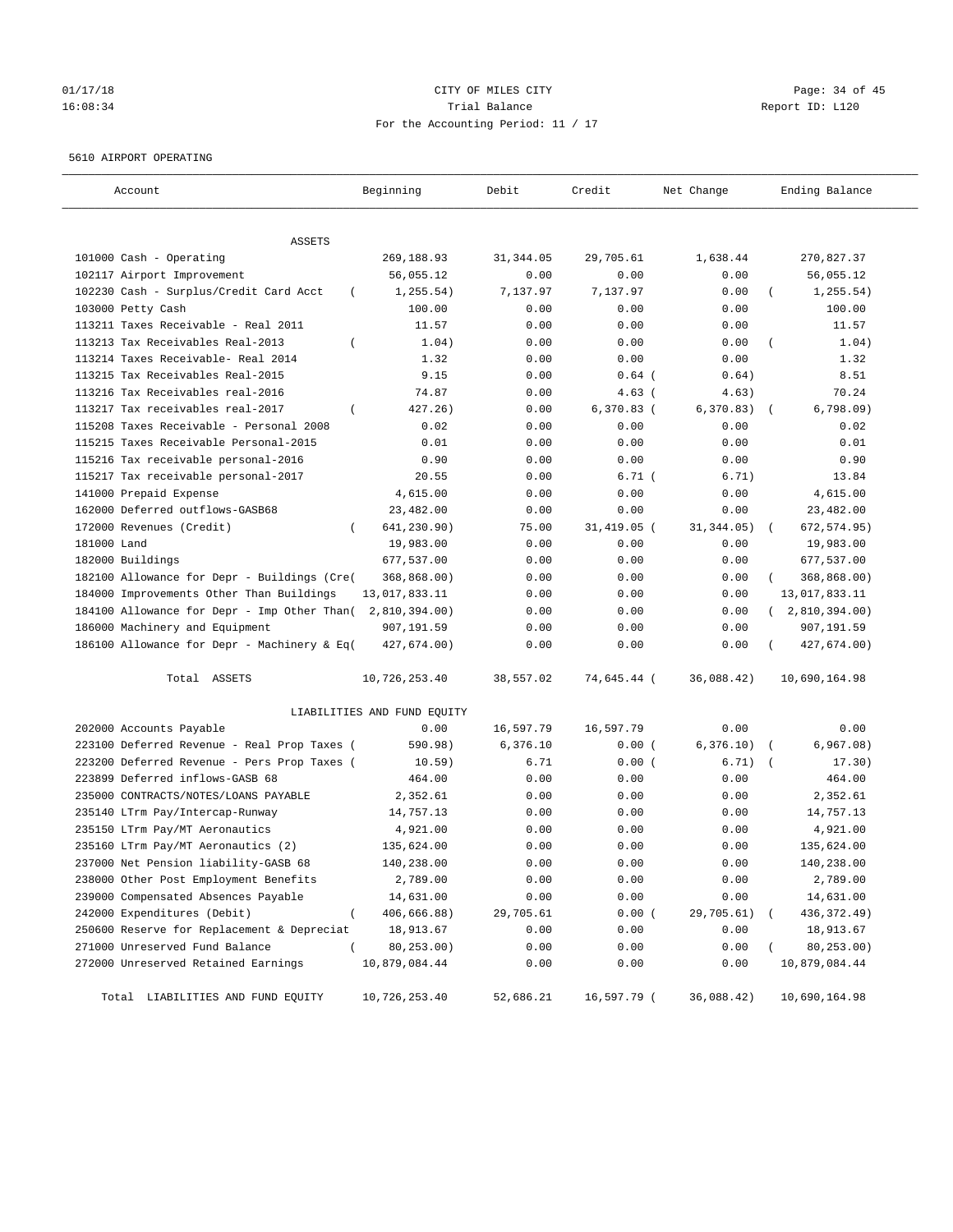01/17/18 CITY OF MILES CITY
16:08:34 Trial Balance Report ID: L120
For the Accounting Period: 11 / 17

5610 AIRPORT OPERATING

| Account | Beginning | Debit | Credit | Net Change | Ending Balance |
|---|---|---|---|---|---|
| ASSETS | | | | | |
| 101000 Cash - Operating | 269,188.93 | 31,344.05 | 29,705.61 | 1,638.44 | 270,827.37 |
| 102117 Airport Improvement | 56,055.12 | 0.00 | 0.00 | 0.00 | 56,055.12 |
| 102230 Cash - Surplus/Credit Card Acct | ( 1,255.54) | 7,137.97 | 7,137.97 | 0.00 | ( 1,255.54) |
| 103000 Petty Cash | 100.00 | 0.00 | 0.00 | 0.00 | 100.00 |
| 113211 Taxes Receivable - Real 2011 | 11.57 | 0.00 | 0.00 | 0.00 | 11.57 |
| 113213 Tax Receivables Real-2013 | ( 1.04) | 0.00 | 0.00 | 0.00 | ( 1.04) |
| 113214 Taxes Receivable- Real 2014 | 1.32 | 0.00 | 0.00 | 0.00 | 1.32 |
| 113215 Tax Receivables Real-2015 | 9.15 | 0.00 | 0.64 | ( 0.64) | 8.51 |
| 113216 Tax Receivables real-2016 | 74.87 | 0.00 | 4.63 | ( 4.63) | 70.24 |
| 113217 Tax receivables real-2017 | ( 427.26) | 0.00 | 6,370.83 | ( 6,370.83) | ( 6,798.09) |
| 115208 Taxes Receivable - Personal 2008 | 0.02 | 0.00 | 0.00 | 0.00 | 0.02 |
| 115215 Taxes Receivable Personal-2015 | 0.01 | 0.00 | 0.00 | 0.00 | 0.01 |
| 115216 Tax receivable personal-2016 | 0.90 | 0.00 | 0.00 | 0.00 | 0.90 |
| 115217 Tax receivable personal-2017 | 20.55 | 0.00 | 6.71 | ( 6.71) | 13.84 |
| 141000 Prepaid Expense | 4,615.00 | 0.00 | 0.00 | 0.00 | 4,615.00 |
| 162000 Deferred outflows-GASB68 | 23,482.00 | 0.00 | 0.00 | 0.00 | 23,482.00 |
| 172000 Revenues (Credit) | ( 641,230.90) | 75.00 | 31,419.05 | ( 31,344.05) | ( 672,574.95) |
| 181000 Land | 19,983.00 | 0.00 | 0.00 | 0.00 | 19,983.00 |
| 182000 Buildings | 677,537.00 | 0.00 | 0.00 | 0.00 | 677,537.00 |
| 182100 Allowance for Depr - Buildings (Cre | ( 368,868.00) | 0.00 | 0.00 | 0.00 | ( 368,868.00) |
| 184000 Improvements Other Than Buildings | 13,017,833.11 | 0.00 | 0.00 | 0.00 | 13,017,833.11 |
| 184100 Allowance for Depr - Imp Other Than | ( 2,810,394.00) | 0.00 | 0.00 | 0.00 | ( 2,810,394.00) |
| 186000 Machinery and Equipment | 907,191.59 | 0.00 | 0.00 | 0.00 | 907,191.59 |
| 186100 Allowance for Depr - Machinery & Eq | ( 427,674.00) | 0.00 | 0.00 | 0.00 | ( 427,674.00) |
| Total ASSETS | 10,726,253.40 | 38,557.02 | 74,645.44 | ( 36,088.42) | 10,690,164.98 |
| LIABILITIES AND FUND EQUITY | | | | | |
| 202000 Accounts Payable | 0.00 | 16,597.79 | 16,597.79 | 0.00 | 0.00 |
| 223100 Deferred Revenue - Real Prop Taxes | ( 590.98) | 6,376.10 | 0.00 | ( 6,376.10) | ( 6,967.08) |
| 223200 Deferred Revenue - Pers Prop Taxes | ( 10.59) | 6.71 | 0.00 | ( 6.71) | ( 17.30) |
| 223899 Deferred inflows-GASB 68 | 464.00 | 0.00 | 0.00 | 0.00 | 464.00 |
| 235000 CONTRACTS/NOTES/LOANS PAYABLE | 2,352.61 | 0.00 | 0.00 | 0.00 | 2,352.61 |
| 235140 LTrm Pay/Intercap-Runway | 14,757.13 | 0.00 | 0.00 | 0.00 | 14,757.13 |
| 235150 LTrm Pay/MT Aeronautics | 4,921.00 | 0.00 | 0.00 | 0.00 | 4,921.00 |
| 235160 LTrm Pay/MT Aeronautics (2) | 135,624.00 | 0.00 | 0.00 | 0.00 | 135,624.00 |
| 237000 Net Pension liability-GASB 68 | 140,238.00 | 0.00 | 0.00 | 0.00 | 140,238.00 |
| 238000 Other Post Employment Benefits | 2,789.00 | 0.00 | 0.00 | 0.00 | 2,789.00 |
| 239000 Compensated Absences Payable | 14,631.00 | 0.00 | 0.00 | 0.00 | 14,631.00 |
| 242000 Expenditures (Debit) | ( 406,666.88) | 29,705.61 | 0.00 | ( 29,705.61) | ( 436,372.49) |
| 250600 Reserve for Replacement & Depreciat | 18,913.67 | 0.00 | 0.00 | 0.00 | 18,913.67 |
| 271000 Unreserved Fund Balance | ( 80,253.00) | 0.00 | 0.00 | 0.00 | ( 80,253.00) |
| 272000 Unreserved Retained Earnings | 10,879,084.44 | 0.00 | 0.00 | 0.00 | 10,879,084.44 |
| Total LIABILITIES AND FUND EQUITY | 10,726,253.40 | 52,686.21 | 16,597.79 | ( 36,088.42) | 10,690,164.98 |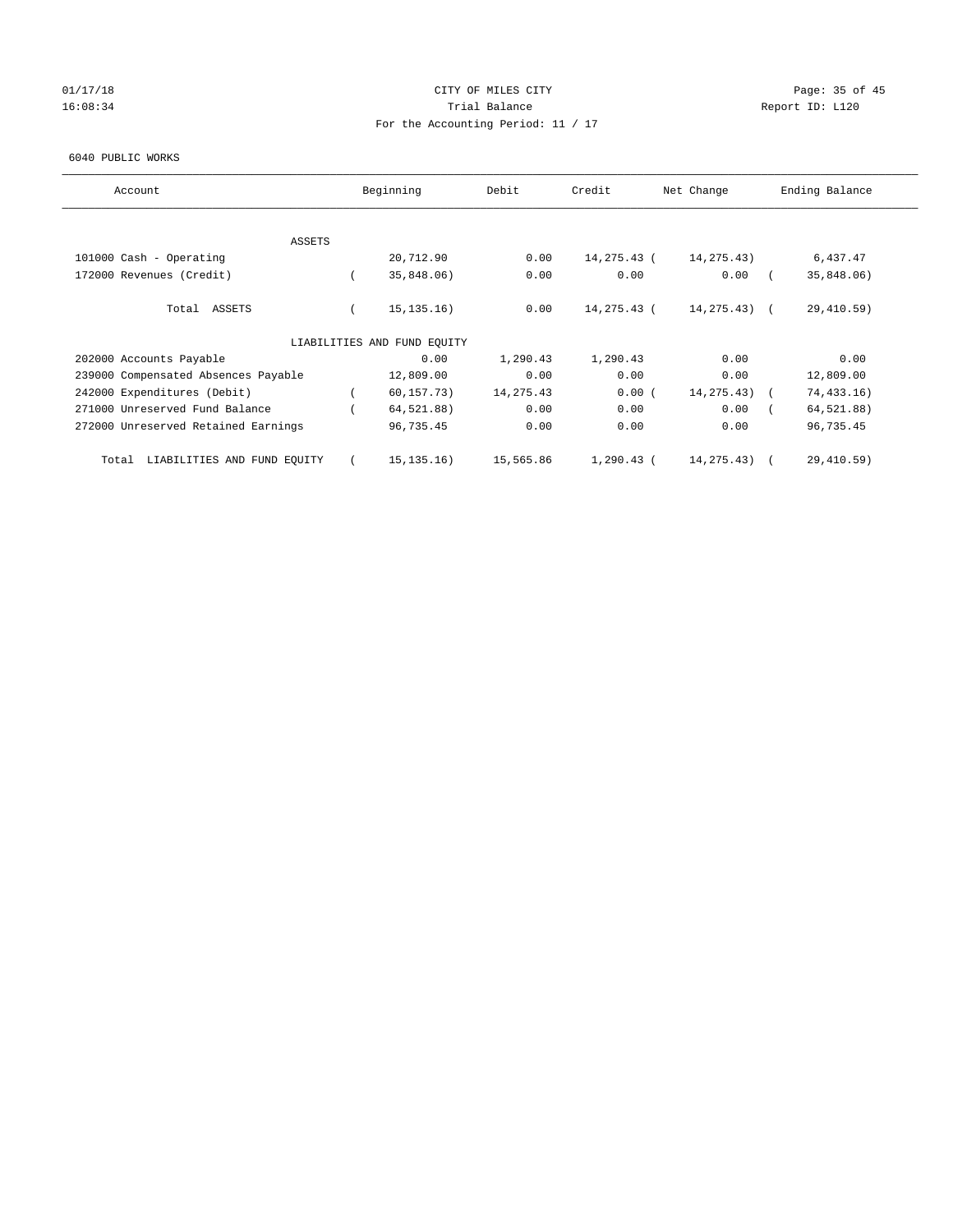CITY OF MILES CITY

Trial Balance

For the Accounting Period: 11 / 17

01/17/18 16:08:34

Report ID: L120

6040 PUBLIC WORKS

| Account | Beginning | Debit | Credit | Net Change | Ending Balance |
|---|---|---|---|---|---|
| ASSETS | | | | | |
| 101000 Cash - Operating | 20,712.90 | 0.00 | 14,275.43 | ( 14,275.43) | 6,437.47 |
| 172000 Revenues (Credit) | ( 35,848.06) | 0.00 | 0.00 | 0.00 | ( 35,848.06) |
| Total ASSETS | ( 15,135.16) | 0.00 | 14,275.43 | ( 14,275.43) | ( 29,410.59) |
| LIABILITIES AND FUND EQUITY | | | | | |
| 202000 Accounts Payable | 0.00 | 1,290.43 | 1,290.43 | 0.00 | 0.00 |
| 239000 Compensated Absences Payable | 12,809.00 | 0.00 | 0.00 | 0.00 | 12,809.00 |
| 242000 Expenditures (Debit) | ( 60,157.73) | 14,275.43 | 0.00 | ( 14,275.43) | ( 74,433.16) |
| 271000 Unreserved Fund Balance | ( 64,521.88) | 0.00 | 0.00 | 0.00 | ( 64,521.88) |
| 272000 Unreserved Retained Earnings | 96,735.45 | 0.00 | 0.00 | 0.00 | 96,735.45 |
| Total LIABILITIES AND FUND EQUITY | ( 15,135.16) | 15,565.86 | 1,290.43 | ( 14,275.43) | ( 29,410.59) |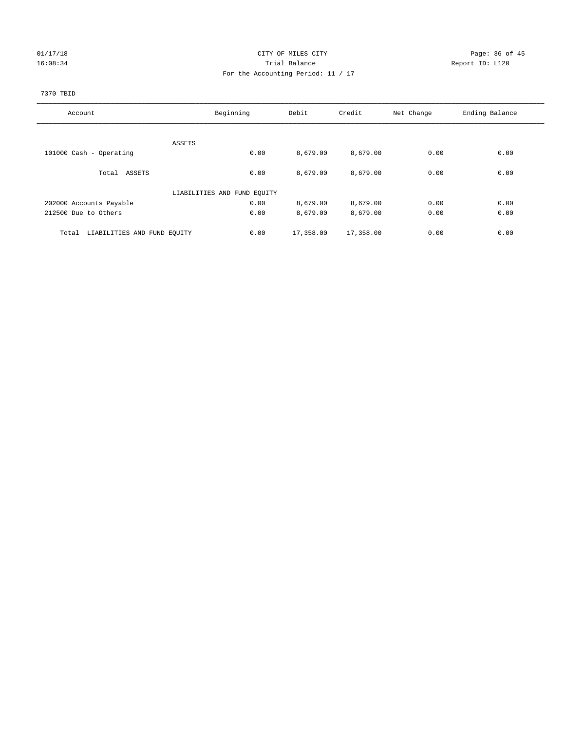# CITY OF MILES CITY

01/17/18
16:08:34

Trial Balance

For the Accounting Period: 11 / 17

Report ID: L120

7370 TBID

| Account | Beginning | Debit | Credit | Net Change | Ending Balance |
|---|---|---|---|---|---|
| ASSETS | | | | | |
| 101000 Cash - Operating | 0.00 | 8,679.00 | 8,679.00 | 0.00 | 0.00 |
| Total ASSETS | 0.00 | 8,679.00 | 8,679.00 | 0.00 | 0.00 |
| LIABILITIES AND FUND EQUITY | | | | | |
| 202000 Accounts Payable | 0.00 | 8,679.00 | 8,679.00 | 0.00 | 0.00 |
| 212500 Due to Others | 0.00 | 8,679.00 | 8,679.00 | 0.00 | 0.00 |
| Total LIABILITIES AND FUND EQUITY | 0.00 | 17,358.00 | 17,358.00 | 0.00 | 0.00 |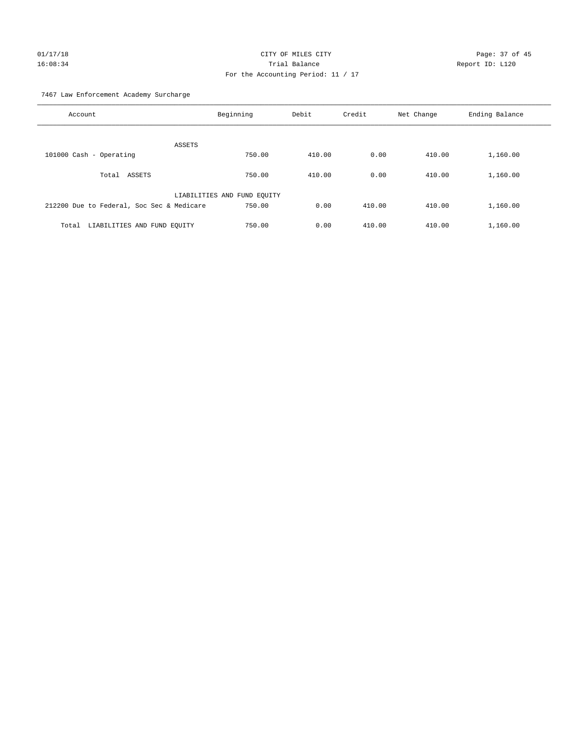CITY OF MILES CITY

Trial Balance

For the Accounting Period: 11 / 17

01/17/18 16:08:34 — Report ID: L120

7467 Law Enforcement Academy Surcharge

| Account | Beginning | Debit | Credit | Net Change | Ending Balance |
|---|---|---|---|---|---|
| ASSETS | | | | | |
| 101000 Cash - Operating | 750.00 | 410.00 | 0.00 | 410.00 | 1,160.00 |
| Total ASSETS | 750.00 | 410.00 | 0.00 | 410.00 | 1,160.00 |
| LIABILITIES AND FUND EQUITY | | | | | |
| 212200 Due to Federal, Soc Sec & Medicare | 750.00 | 0.00 | 410.00 | 410.00 | 1,160.00 |
| Total LIABILITIES AND FUND EQUITY | 750.00 | 0.00 | 410.00 | 410.00 | 1,160.00 |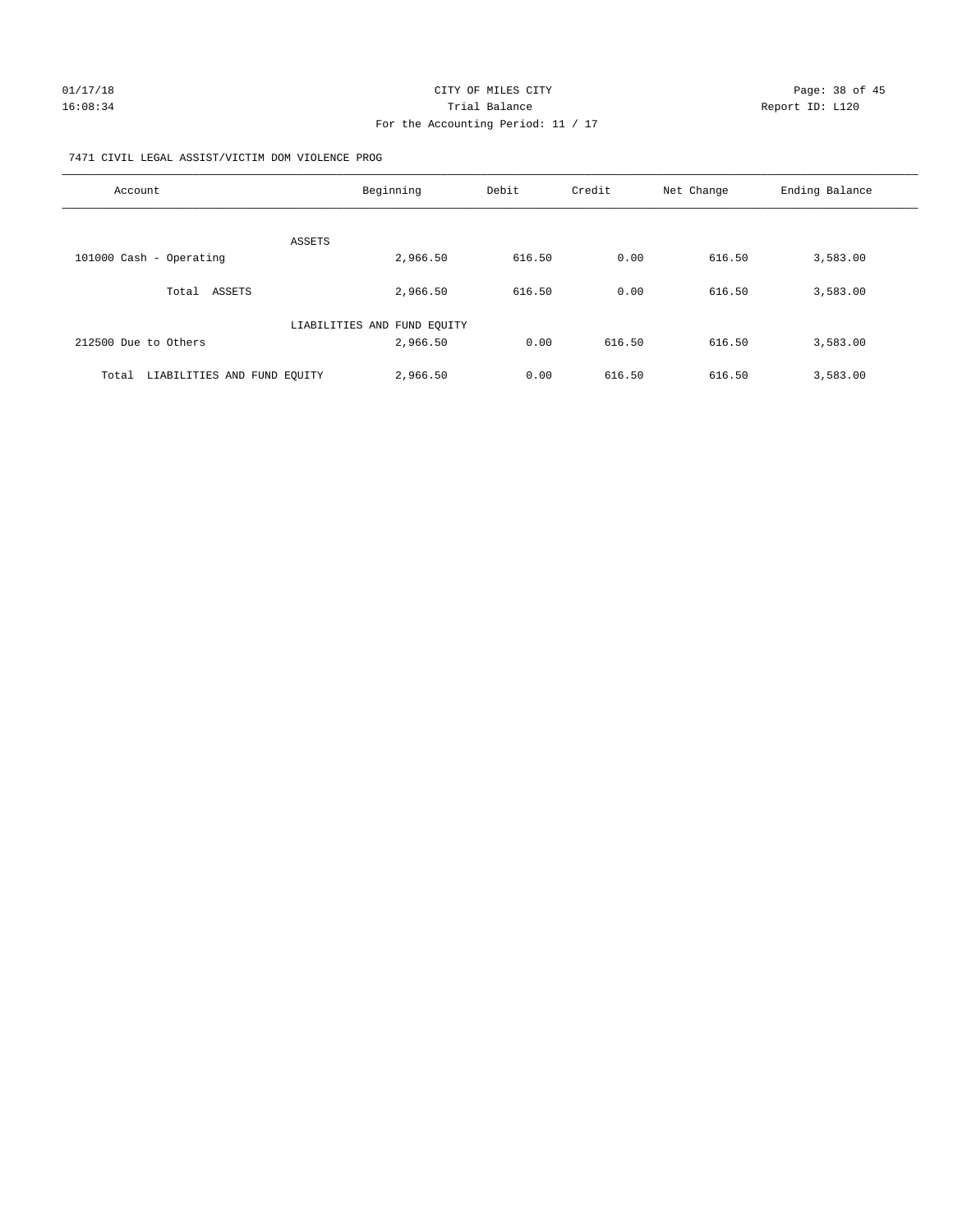CITY OF MILES CITY

Trial Balance

For the Accounting Period: 11 / 17

01/17/18 16:08:34 Report ID: L120

7471 CIVIL LEGAL ASSIST/VICTIM DOM VIOLENCE PROG

| Account | Beginning | Debit | Credit | Net Change | Ending Balance |
|---|---|---|---|---|---|
| ASSETS | | | | | |
| 101000 Cash - Operating | 2,966.50 | 616.50 | 0.00 | 616.50 | 3,583.00 |
| Total ASSETS | 2,966.50 | 616.50 | 0.00 | 616.50 | 3,583.00 |
| LIABILITIES AND FUND EQUITY | | | | | |
| 212500 Due to Others | 2,966.50 | 0.00 | 616.50 | 616.50 | 3,583.00 |
| Total LIABILITIES AND FUND EQUITY | 2,966.50 | 0.00 | 616.50 | 616.50 | 3,583.00 |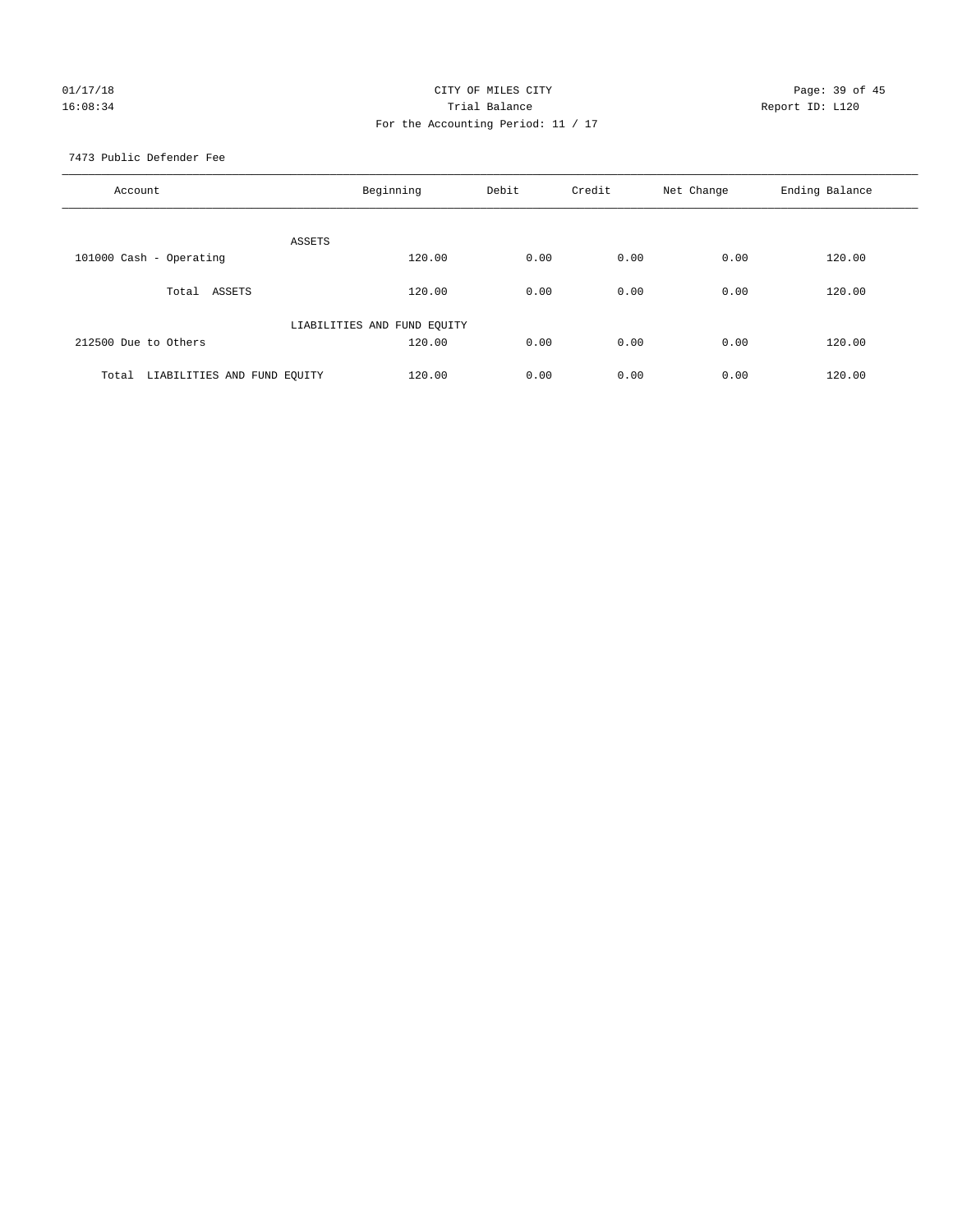CITY OF MILES CITY

Trial Balance

For the Accounting Period: 11 / 17

7473 Public Defender Fee

| Account | Beginning | Debit | Credit | Net Change | Ending Balance |
|---|---|---|---|---|---|
| ASSETS | | | | | |
| 101000 Cash - Operating | 120.00 | 0.00 | 0.00 | 0.00 | 120.00 |
| Total ASSETS | 120.00 | 0.00 | 0.00 | 0.00 | 120.00 |
| LIABILITIES AND FUND EQUITY | | | | | |
| 212500 Due to Others | 120.00 | 0.00 | 0.00 | 0.00 | 120.00 |
| Total LIABILITIES AND FUND EQUITY | 120.00 | 0.00 | 0.00 | 0.00 | 120.00 |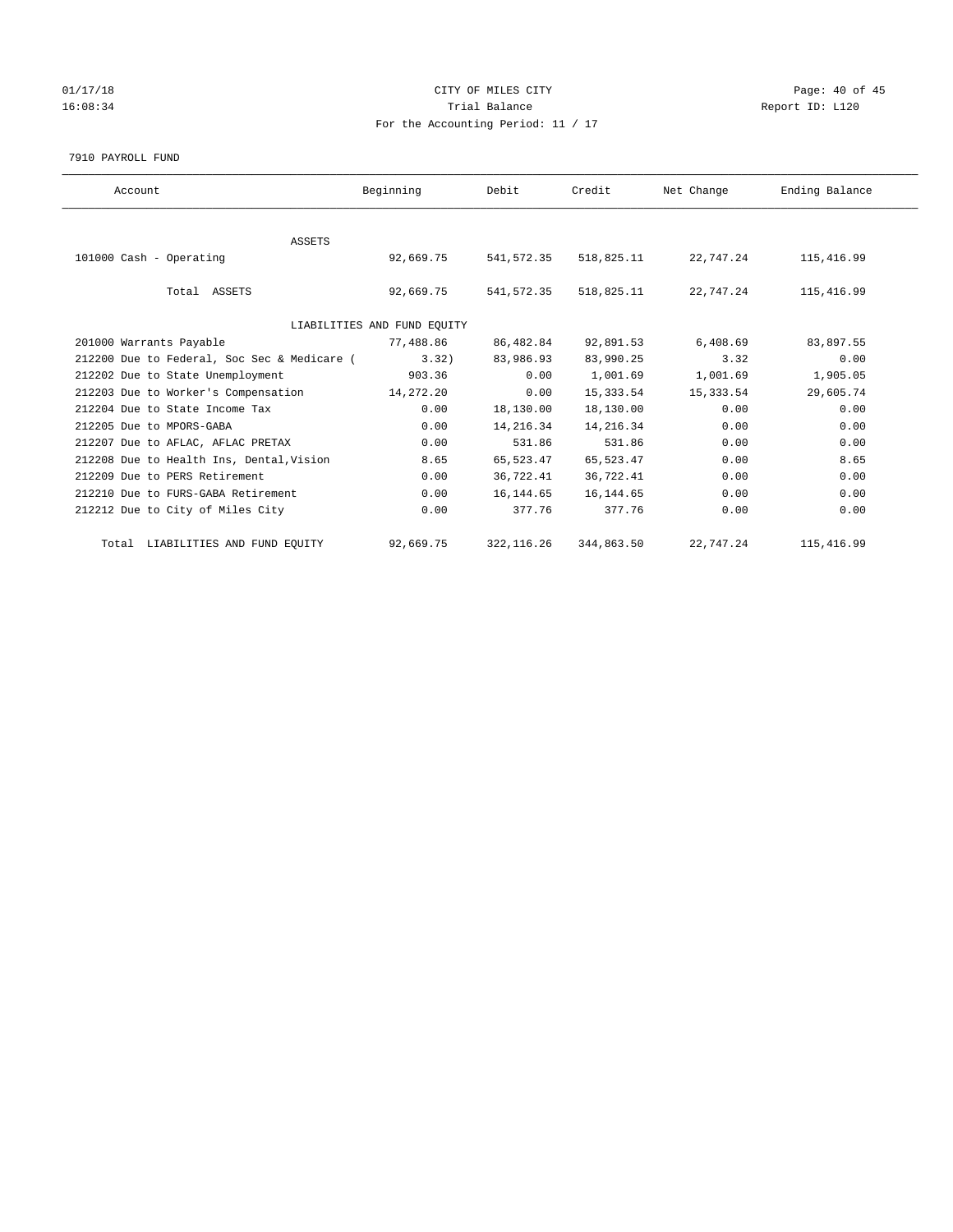CITY OF MILES CITY

Trial Balance

For the Accounting Period: 11 / 17

01/17/18 16:08:34

Report ID: L120

7910 PAYROLL FUND

| Account | Beginning | Debit | Credit | Net Change | Ending Balance |
|---|---|---|---|---|---|
| ASSETS | | | | | |
| 101000 Cash - Operating | 92,669.75 | 541,572.35 | 518,825.11 | 22,747.24 | 115,416.99 |
| Total ASSETS | 92,669.75 | 541,572.35 | 518,825.11 | 22,747.24 | 115,416.99 |
| LIABILITIES AND FUND EQUITY | | | | | |
| 201000 Warrants Payable | 77,488.86 | 86,482.84 | 92,891.53 | 6,408.69 | 83,897.55 |
| 212200 Due to Federal, Soc Sec & Medicare ( | 3.32) | 83,986.93 | 83,990.25 | 3.32 | 0.00 |
| 212202 Due to State Unemployment | 903.36 | 0.00 | 1,001.69 | 1,001.69 | 1,905.05 |
| 212203 Due to Worker's Compensation | 14,272.20 | 0.00 | 15,333.54 | 15,333.54 | 29,605.74 |
| 212204 Due to State Income Tax | 0.00 | 18,130.00 | 18,130.00 | 0.00 | 0.00 |
| 212205 Due to MPORS-GABA | 0.00 | 14,216.34 | 14,216.34 | 0.00 | 0.00 |
| 212207 Due to AFLAC, AFLAC PRETAX | 0.00 | 531.86 | 531.86 | 0.00 | 0.00 |
| 212208 Due to Health Ins, Dental,Vision | 8.65 | 65,523.47 | 65,523.47 | 0.00 | 8.65 |
| 212209 Due to PERS Retirement | 0.00 | 36,722.41 | 36,722.41 | 0.00 | 0.00 |
| 212210 Due to FURS-GABA Retirement | 0.00 | 16,144.65 | 16,144.65 | 0.00 | 0.00 |
| 212212 Due to City of Miles City | 0.00 | 377.76 | 377.76 | 0.00 | 0.00 |
| Total LIABILITIES AND FUND EQUITY | 92,669.75 | 322,116.26 | 344,863.50 | 22,747.24 | 115,416.99 |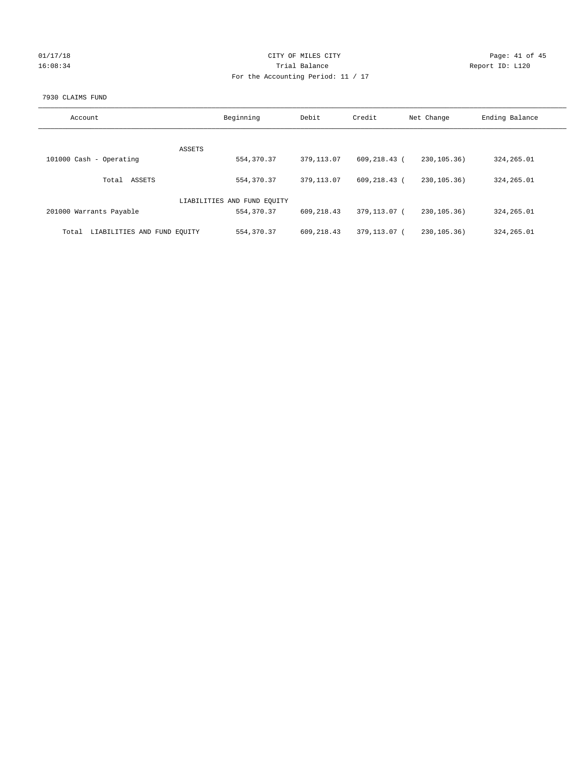CITY OF MILES CITY

Trial Balance

For the Accounting Period: 11 / 17

01/17/18
16:08:34

Report ID: L120

7930 CLAIMS FUND

| Account | Beginning | Debit | Credit | Net Change | Ending Balance |
|---|---|---|---|---|---|
| ASSETS | | | | | |
| 101000 Cash - Operating | 554,370.37 | 379,113.07 | 609,218.43 | (230,105.36) | 324,265.01 |
| Total ASSETS | 554,370.37 | 379,113.07 | 609,218.43 | (230,105.36) | 324,265.01 |
| LIABILITIES AND FUND EQUITY | | | | | |
| 201000 Warrants Payable | 554,370.37 | 609,218.43 | 379,113.07 | (230,105.36) | 324,265.01 |
| Total LIABILITIES AND FUND EQUITY | 554,370.37 | 609,218.43 | 379,113.07 | (230,105.36) | 324,265.01 |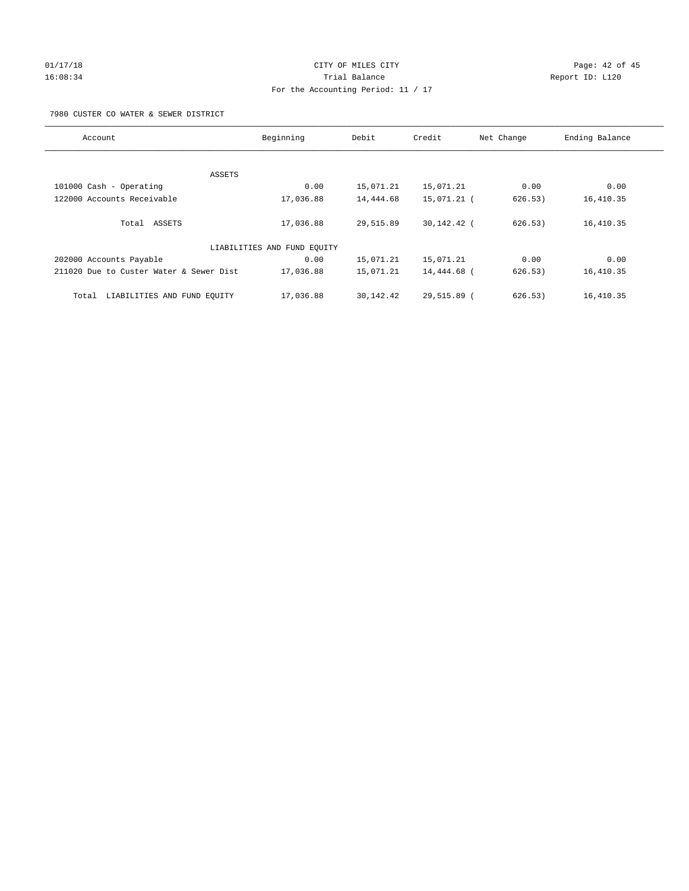CITY OF MILES CITY
Trial Balance
For the Accounting Period: 11 / 17

01/17/18
16:08:34

Report ID: L120

7980 CUSTER CO WATER & SEWER DISTRICT

| Account | Beginning | Debit | Credit | Net Change | Ending Balance |
|---|---|---|---|---|---|
| ASSETS | | | | | |
| 101000 Cash - Operating | 0.00 | 15,071.21 | 15,071.21 | 0.00 | 0.00 |
| 122000 Accounts Receivable | 17,036.88 | 14,444.68 | 15,071.21 | ( 626.53) | 16,410.35 |
| Total ASSETS | 17,036.88 | 29,515.89 | 30,142.42 | ( 626.53) | 16,410.35 |
| LIABILITIES AND FUND EQUITY | | | | | |
| 202000 Accounts Payable | 0.00 | 15,071.21 | 15,071.21 | 0.00 | 0.00 |
| 211020 Due to Custer Water & Sewer Dist | 17,036.88 | 15,071.21 | 14,444.68 | ( 626.53) | 16,410.35 |
| Total LIABILITIES AND FUND EQUITY | 17,036.88 | 30,142.42 | 29,515.89 | ( 626.53) | 16,410.35 |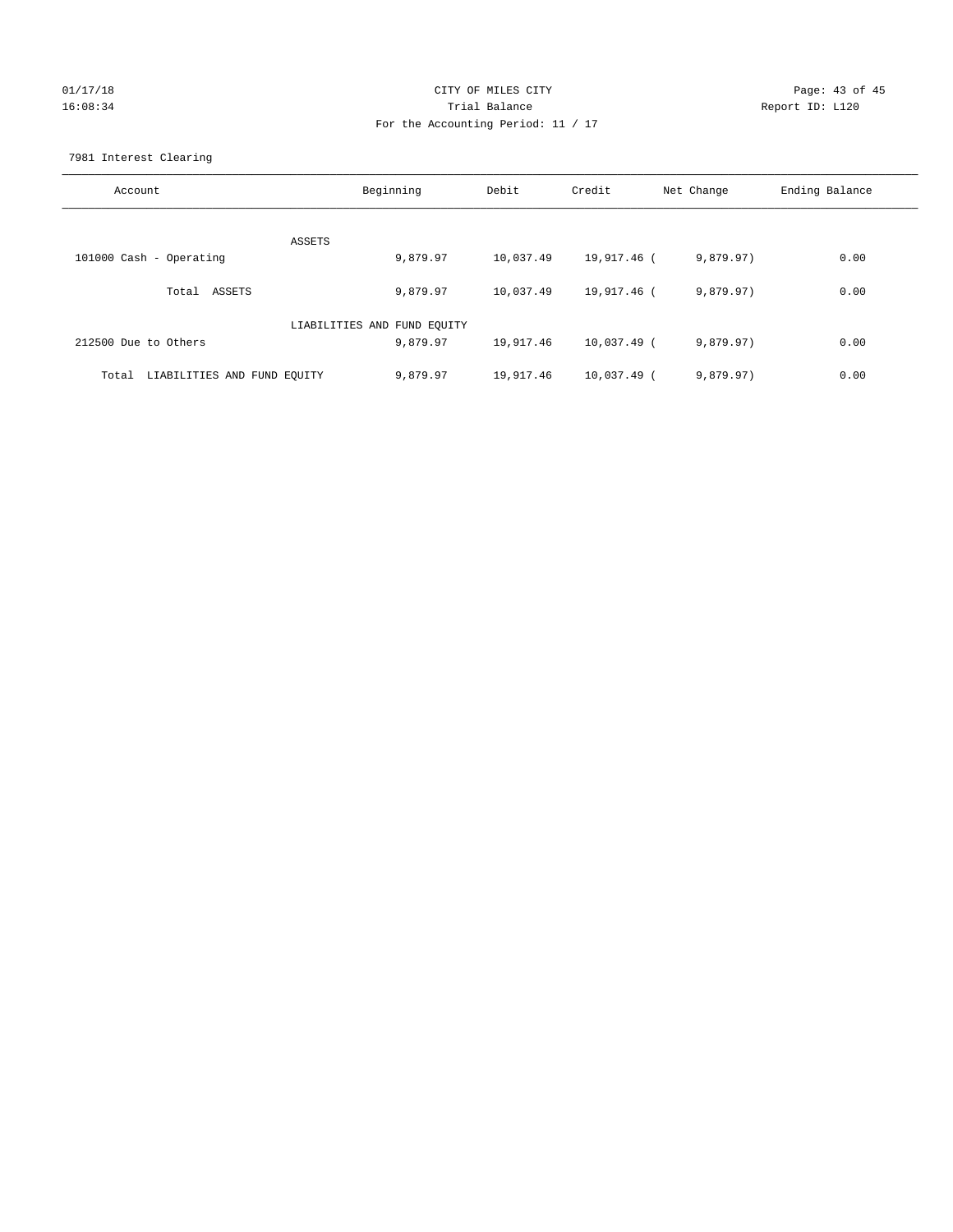CITY OF MILES CITY
Trial Balance
For the Accounting Period: 11 / 17

01/17/18
16:08:34

Report ID: L120

7981 Interest Clearing

| Account | Beginning | Debit | Credit | Net Change | Ending Balance |
|---|---|---|---|---|---|
| ASSETS | | | | | |
| 101000 Cash - Operating | 9,879.97 | 10,037.49 | 19,917.46 | ( 9,879.97) | 0.00 |
| Total ASSETS | 9,879.97 | 10,037.49 | 19,917.46 | ( 9,879.97) | 0.00 |
| LIABILITIES AND FUND EQUITY | | | | | |
| 212500 Due to Others | 9,879.97 | 19,917.46 | 10,037.49 | ( 9,879.97) | 0.00 |
| Total LIABILITIES AND FUND EQUITY | 9,879.97 | 19,917.46 | 10,037.49 | ( 9,879.97) | 0.00 |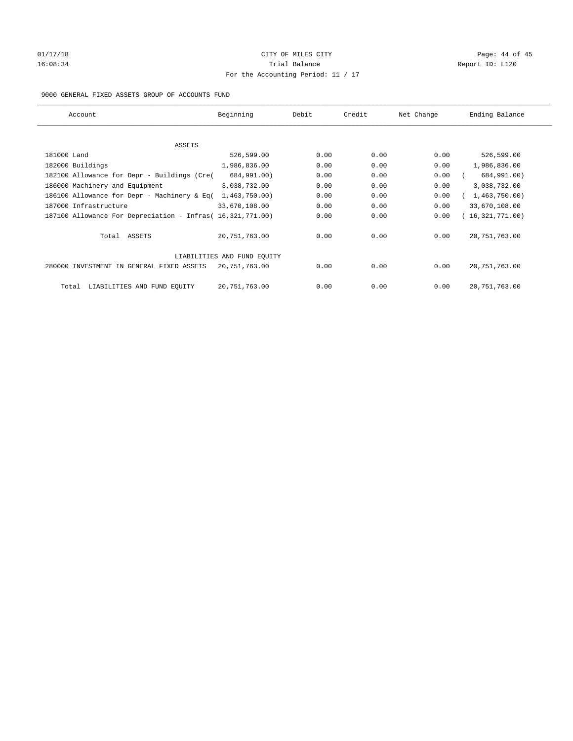# CITY OF MILES CITY

## Trial Balance

### For the Accounting Period: 11 / 17

01/17/18 16:08:34 — Report ID: L120

9000 GENERAL FIXED ASSETS GROUP OF ACCOUNTS FUND

| Account | Beginning | Debit | Credit | Net Change | Ending Balance |
|---|---|---|---|---|---|
| **ASSETS** | | | | | |
| 181000 Land | 526,599.00 | 0.00 | 0.00 | 0.00 | 526,599.00 |
| 182000 Buildings | 1,986,836.00 | 0.00 | 0.00 | 0.00 | 1,986,836.00 |
| 182100 Allowance for Depr - Buildings (Cre( | 684,991.00) | 0.00 | 0.00 | 0.00 | ( 684,991.00) |
| 186000 Machinery and Equipment | 3,038,732.00 | 0.00 | 0.00 | 0.00 | 3,038,732.00 |
| 186100 Allowance for Depr - Machinery & Eq( | 1,463,750.00) | 0.00 | 0.00 | 0.00 | ( 1,463,750.00) |
| 187000 Infrastructure | 33,670,108.00 | 0.00 | 0.00 | 0.00 | 33,670,108.00 |
| 187100 Allowance For Depreciation - Infras( | 16,321,771.00) | 0.00 | 0.00 | 0.00 | ( 16,321,771.00) |
| Total ASSETS | 20,751,763.00 | 0.00 | 0.00 | 0.00 | 20,751,763.00 |
| **LIABILITIES AND FUND EQUITY** | | | | | |
| 280000 INVESTMENT IN GENERAL FIXED ASSETS | 20,751,763.00 | 0.00 | 0.00 | 0.00 | 20,751,763.00 |
| Total LIABILITIES AND FUND EQUITY | 20,751,763.00 | 0.00 | 0.00 | 0.00 | 20,751,763.00 |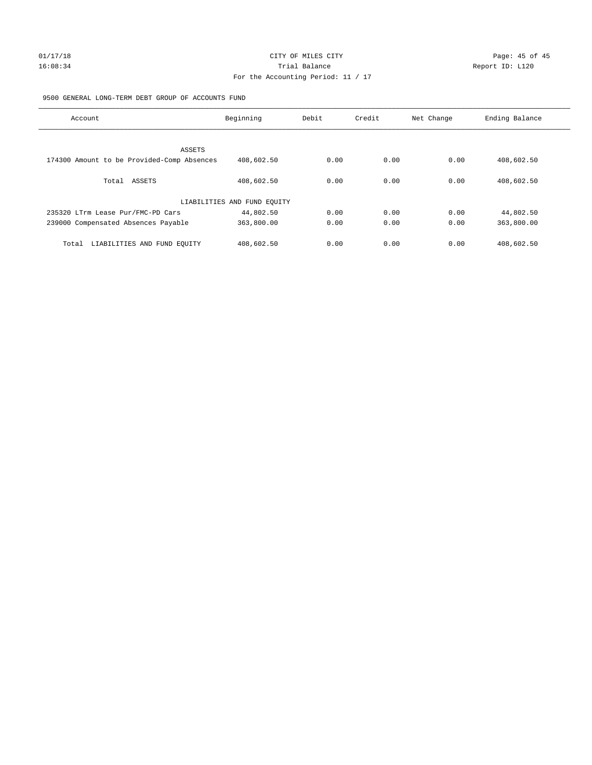CITY OF MILES CITY

Trial Balance

For the Accounting Period: 11 / 17

9500 GENERAL LONG-TERM DEBT GROUP OF ACCOUNTS FUND

| Account | Beginning | Debit | Credit | Net Change | Ending Balance |
|---|---|---|---|---|---|
| ASSETS | | | | | |
| 174300 Amount to be Provided-Comp Absences | 408,602.50 | 0.00 | 0.00 | 0.00 | 408,602.50 |
| Total ASSETS | 408,602.50 | 0.00 | 0.00 | 0.00 | 408,602.50 |
| LIABILITIES AND FUND EQUITY | | | | | |
| 235320 LTrm Lease Pur/FMC-PD Cars | 44,802.50 | 0.00 | 0.00 | 0.00 | 44,802.50 |
| 239000 Compensated Absences Payable | 363,800.00 | 0.00 | 0.00 | 0.00 | 363,800.00 |
| Total LIABILITIES AND FUND EQUITY | 408,602.50 | 0.00 | 0.00 | 0.00 | 408,602.50 |